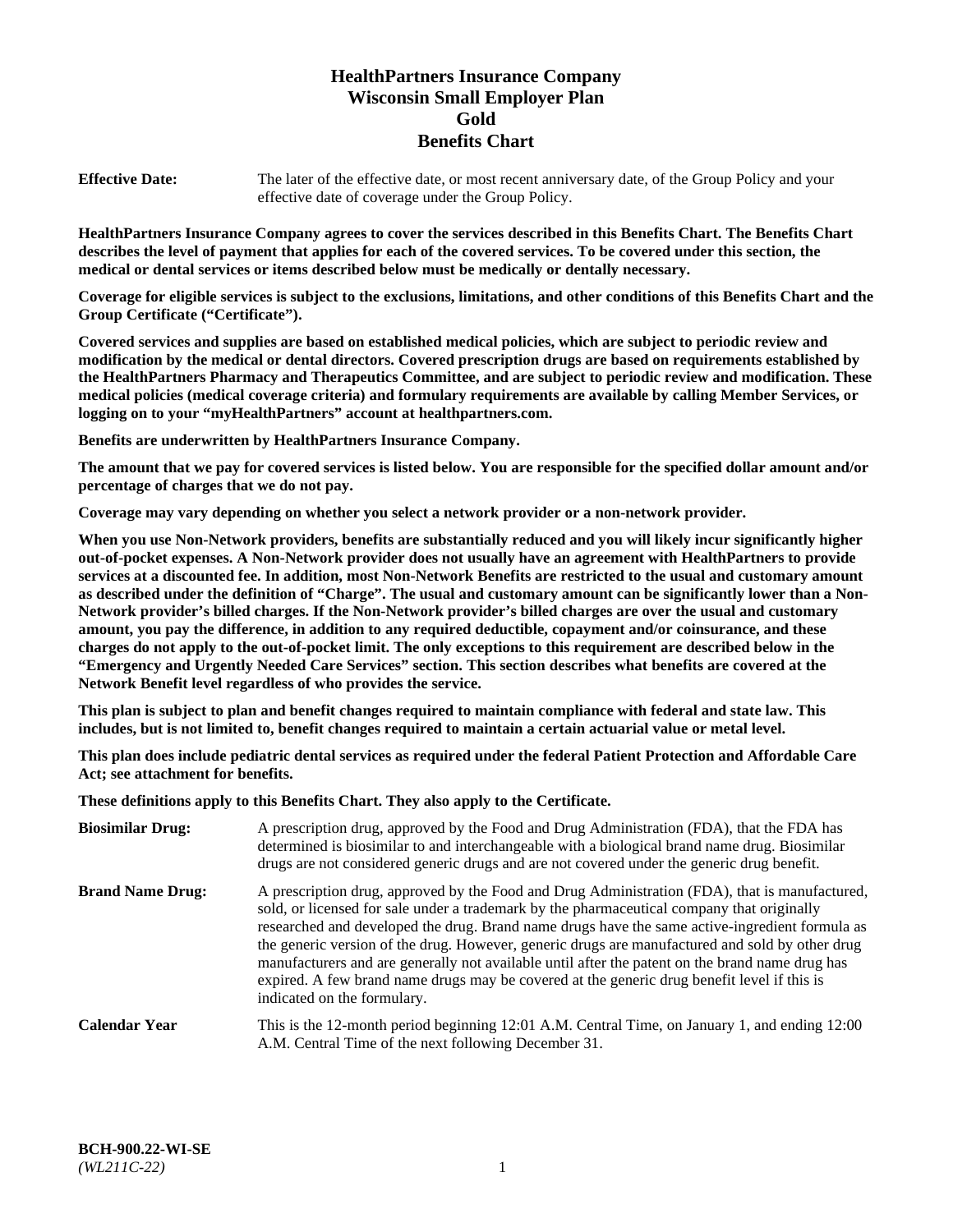# HealthPartners Insurance Company
# Wisconsin Small Employer Plan
# Gold
# Benefits Chart

**Effective Date:** The later of the effective date, or most recent anniversary date, of the Group Policy and your effective date of coverage under the Group Policy.

**HealthPartners Insurance Company agrees to cover the services described in this Benefits Chart. The Benefits Chart describes the level of payment that applies for each of the covered services. To be covered under this section, the medical or dental services or items described below must be medically or dentally necessary.**

**Coverage for eligible services is subject to the exclusions, limitations, and other conditions of this Benefits Chart and the Group Certificate ("Certificate").**

**Covered services and supplies are based on established medical policies, which are subject to periodic review and modification by the medical or dental directors. Covered prescription drugs are based on requirements established by the HealthPartners Pharmacy and Therapeutics Committee, and are subject to periodic review and modification. These medical policies (medical coverage criteria) and formulary requirements are available by calling Member Services, or logging on to your "myHealthPartners" account at healthpartners.com.**

**Benefits are underwritten by HealthPartners Insurance Company.**

**The amount that we pay for covered services is listed below. You are responsible for the specified dollar amount and/or percentage of charges that we do not pay.**

**Coverage may vary depending on whether you select a network provider or a non-network provider.**

**When you use Non-Network providers, benefits are substantially reduced and you will likely incur significantly higher out-of-pocket expenses. A Non-Network provider does not usually have an agreement with HealthPartners to provide services at a discounted fee. In addition, most Non-Network Benefits are restricted to the usual and customary amount as described under the definition of "Charge". The usual and customary amount can be significantly lower than a Non-Network provider's billed charges. If the Non-Network provider's billed charges are over the usual and customary amount, you pay the difference, in addition to any required deductible, copayment and/or coinsurance, and these charges do not apply to the out-of-pocket limit. The only exceptions to this requirement are described below in the "Emergency and Urgently Needed Care Services" section. This section describes what benefits are covered at the Network Benefit level regardless of who provides the service.**

**This plan is subject to plan and benefit changes required to maintain compliance with federal and state law. This includes, but is not limited to, benefit changes required to maintain a certain actuarial value or metal level.**

**This plan does include pediatric dental services as required under the federal Patient Protection and Affordable Care Act; see attachment for benefits.**

**These definitions apply to this Benefits Chart. They also apply to the Certificate.**

**Biosimilar Drug:** A prescription drug, approved by the Food and Drug Administration (FDA), that the FDA has determined is biosimilar to and interchangeable with a biological brand name drug. Biosimilar drugs are not considered generic drugs and are not covered under the generic drug benefit.

**Brand Name Drug:** A prescription drug, approved by the Food and Drug Administration (FDA), that is manufactured, sold, or licensed for sale under a trademark by the pharmaceutical company that originally researched and developed the drug. Brand name drugs have the same active-ingredient formula as the generic version of the drug. However, generic drugs are manufactured and sold by other drug manufacturers and are generally not available until after the patent on the brand name drug has expired. A few brand name drugs may be covered at the generic drug benefit level if this is indicated on the formulary.

**Calendar Year** This is the 12-month period beginning 12:01 A.M. Central Time, on January 1, and ending 12:00 A.M. Central Time of the next following December 31.

**BCH-900.22-WI-SE**
*(WL211C-22)*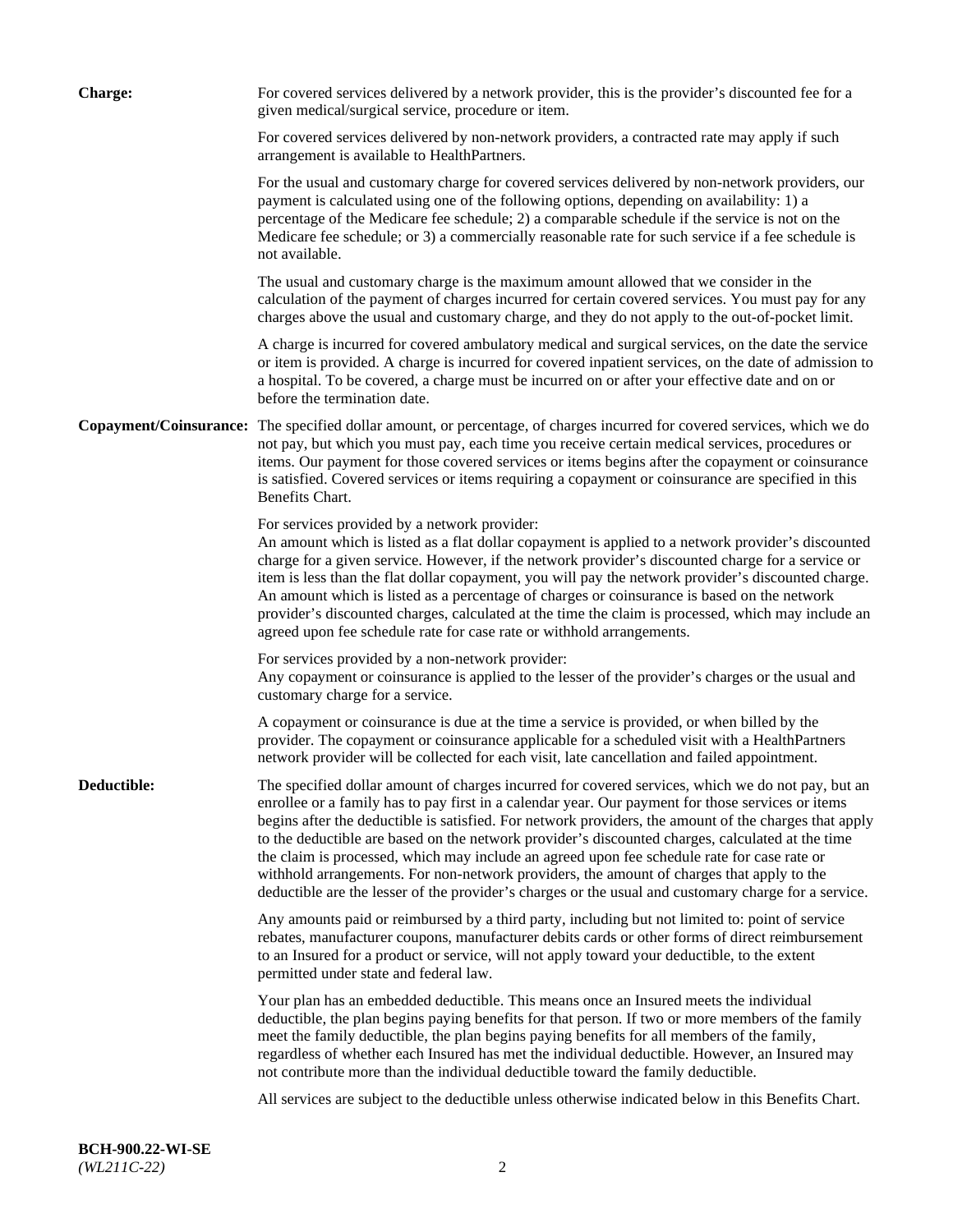**Charge:** For covered services delivered by a network provider, this is the provider's discounted fee for a given medical/surgical service, procedure or item.

For covered services delivered by non-network providers, a contracted rate may apply if such arrangement is available to HealthPartners.

For the usual and customary charge for covered services delivered by non-network providers, our payment is calculated using one of the following options, depending on availability: 1) a percentage of the Medicare fee schedule; 2) a comparable schedule if the service is not on the Medicare fee schedule; or 3) a commercially reasonable rate for such service if a fee schedule is not available.

The usual and customary charge is the maximum amount allowed that we consider in the calculation of the payment of charges incurred for certain covered services. You must pay for any charges above the usual and customary charge, and they do not apply to the out-of-pocket limit.

A charge is incurred for covered ambulatory medical and surgical services, on the date the service or item is provided. A charge is incurred for covered inpatient services, on the date of admission to a hospital. To be covered, a charge must be incurred on or after your effective date and on or before the termination date.

**Copayment/Coinsurance:** The specified dollar amount, or percentage, of charges incurred for covered services, which we do not pay, but which you must pay, each time you receive certain medical services, procedures or items. Our payment for those covered services or items begins after the copayment or coinsurance is satisfied. Covered services or items requiring a copayment or coinsurance are specified in this Benefits Chart.

For services provided by a network provider:
An amount which is listed as a flat dollar copayment is applied to a network provider's discounted charge for a given service. However, if the network provider's discounted charge for a service or item is less than the flat dollar copayment, you will pay the network provider's discounted charge. An amount which is listed as a percentage of charges or coinsurance is based on the network provider's discounted charges, calculated at the time the claim is processed, which may include an agreed upon fee schedule rate for case rate or withhold arrangements.

For services provided by a non-network provider:
Any copayment or coinsurance is applied to the lesser of the provider's charges or the usual and customary charge for a service.

A copayment or coinsurance is due at the time a service is provided, or when billed by the provider. The copayment or coinsurance applicable for a scheduled visit with a HealthPartners network provider will be collected for each visit, late cancellation and failed appointment.

**Deductible:** The specified dollar amount of charges incurred for covered services, which we do not pay, but an enrollee or a family has to pay first in a calendar year. Our payment for those services or items begins after the deductible is satisfied. For network providers, the amount of the charges that apply to the deductible are based on the network provider's discounted charges, calculated at the time the claim is processed, which may include an agreed upon fee schedule rate for case rate or withhold arrangements. For non-network providers, the amount of charges that apply to the deductible are the lesser of the provider's charges or the usual and customary charge for a service.

Any amounts paid or reimbursed by a third party, including but not limited to: point of service rebates, manufacturer coupons, manufacturer debits cards or other forms of direct reimbursement to an Insured for a product or service, will not apply toward your deductible, to the extent permitted under state and federal law.

Your plan has an embedded deductible. This means once an Insured meets the individual deductible, the plan begins paying benefits for that person. If two or more members of the family meet the family deductible, the plan begins paying benefits for all members of the family, regardless of whether each Insured has met the individual deductible. However, an Insured may not contribute more than the individual deductible toward the family deductible.

All services are subject to the deductible unless otherwise indicated below in this Benefits Chart.

**BCH-900.22-WI-SE**
*(WL211C-22)*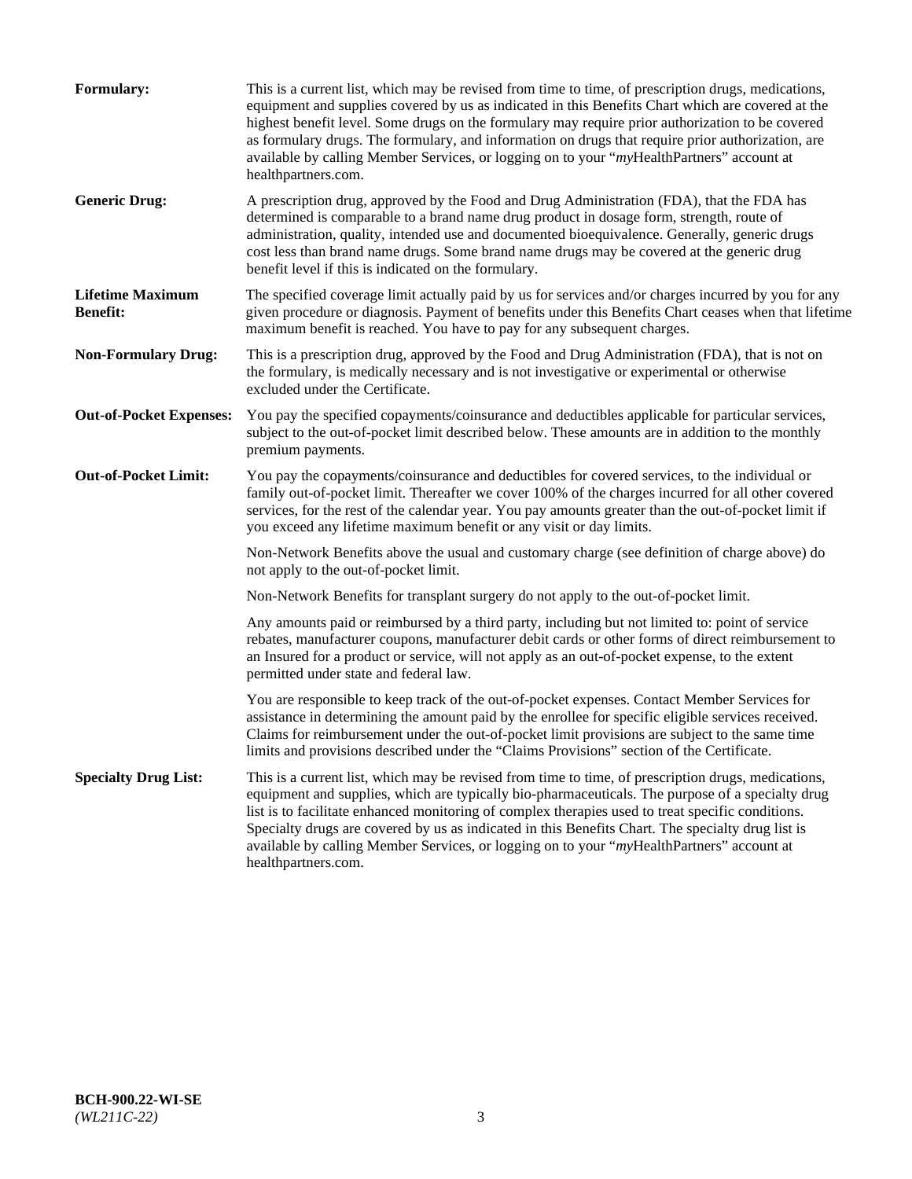**Formulary:** This is a current list, which may be revised from time to time, of prescription drugs, medications, equipment and supplies covered by us as indicated in this Benefits Chart which are covered at the highest benefit level. Some drugs on the formulary may require prior authorization to be covered as formulary drugs. The formulary, and information on drugs that require prior authorization, are available by calling Member Services, or logging on to your "*my*HealthPartners" account at healthpartners.com.

**Generic Drug:** A prescription drug, approved by the Food and Drug Administration (FDA), that the FDA has determined is comparable to a brand name drug product in dosage form, strength, route of administration, quality, intended use and documented bioequivalence. Generally, generic drugs cost less than brand name drugs. Some brand name drugs may be covered at the generic drug benefit level if this is indicated on the formulary.

**Lifetime Maximum Benefit:** The specified coverage limit actually paid by us for services and/or charges incurred by you for any given procedure or diagnosis. Payment of benefits under this Benefits Chart ceases when that lifetime maximum benefit is reached. You have to pay for any subsequent charges.

**Non-Formulary Drug:** This is a prescription drug, approved by the Food and Drug Administration (FDA), that is not on the formulary, is medically necessary and is not investigative or experimental or otherwise excluded under the Certificate.

**Out-of-Pocket Expenses:** You pay the specified copayments/coinsurance and deductibles applicable for particular services, subject to the out-of-pocket limit described below. These amounts are in addition to the monthly premium payments.

**Out-of-Pocket Limit:** You pay the copayments/coinsurance and deductibles for covered services, to the individual or family out-of-pocket limit. Thereafter we cover 100% of the charges incurred for all other covered services, for the rest of the calendar year. You pay amounts greater than the out-of-pocket limit if you exceed any lifetime maximum benefit or any visit or day limits.

Non-Network Benefits above the usual and customary charge (see definition of charge above) do not apply to the out-of-pocket limit.

Non-Network Benefits for transplant surgery do not apply to the out-of-pocket limit.

Any amounts paid or reimbursed by a third party, including but not limited to: point of service rebates, manufacturer coupons, manufacturer debit cards or other forms of direct reimbursement to an Insured for a product or service, will not apply as an out-of-pocket expense, to the extent permitted under state and federal law.

You are responsible to keep track of the out-of-pocket expenses. Contact Member Services for assistance in determining the amount paid by the enrollee for specific eligible services received. Claims for reimbursement under the out-of-pocket limit provisions are subject to the same time limits and provisions described under the "Claims Provisions" section of the Certificate.

**Specialty Drug List:** This is a current list, which may be revised from time to time, of prescription drugs, medications, equipment and supplies, which are typically bio-pharmaceuticals. The purpose of a specialty drug list is to facilitate enhanced monitoring of complex therapies used to treat specific conditions. Specialty drugs are covered by us as indicated in this Benefits Chart. The specialty drug list is available by calling Member Services, or logging on to your "*my*HealthPartners" account at healthpartners.com.

**BCH-900.22-WI-SE**
*(WL211C-22)*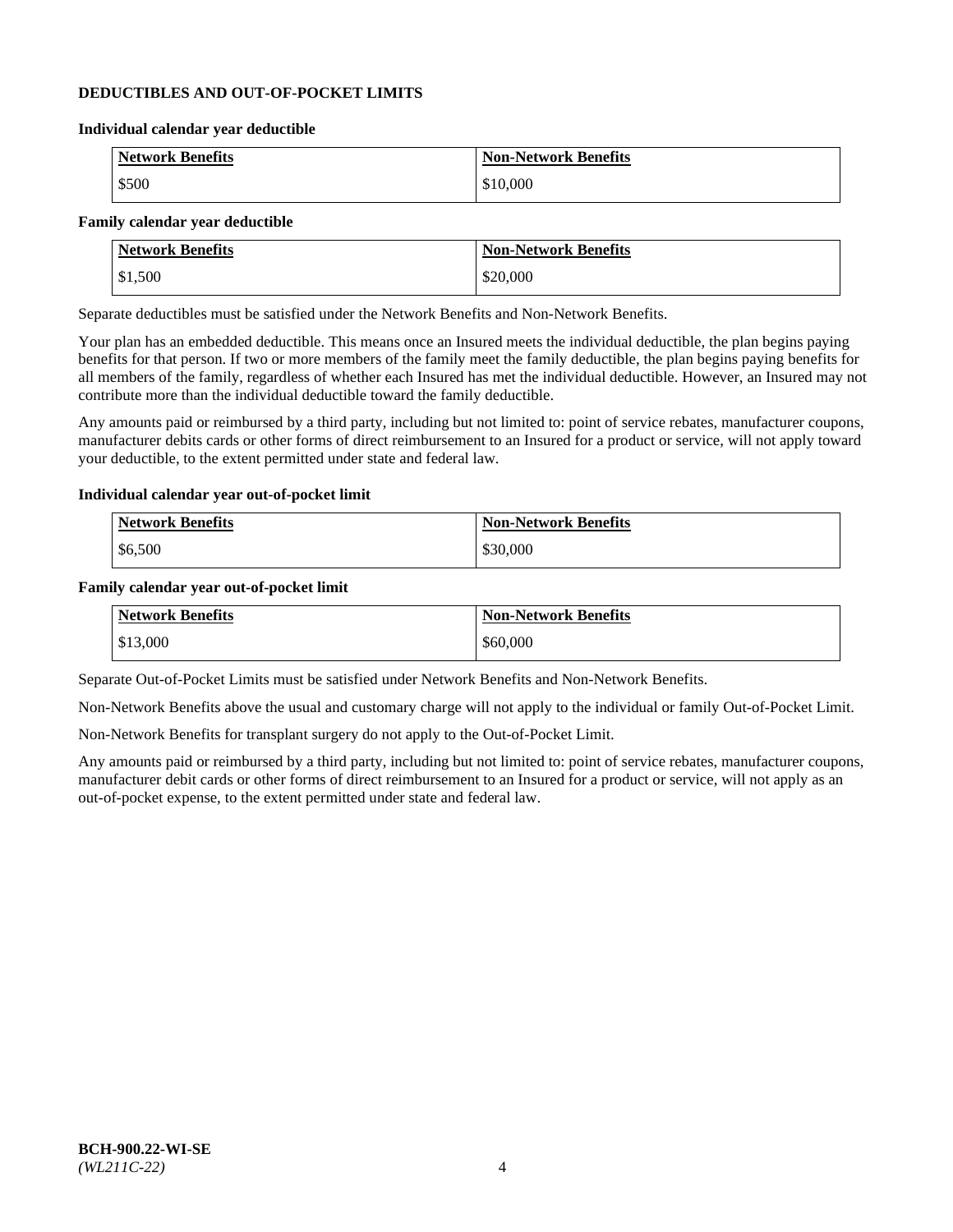## DEDUCTIBLES AND OUT-OF-POCKET LIMITS

### Individual calendar year deductible

| Network Benefits | Non-Network Benefits |
|---|---|
| $500 | $10,000 |

### Family calendar year deductible

| Network Benefits | Non-Network Benefits |
|---|---|
| $1,500 | $20,000 |

Separate deductibles must be satisfied under the Network Benefits and Non-Network Benefits.

Your plan has an embedded deductible. This means once an Insured meets the individual deductible, the plan begins paying benefits for that person. If two or more members of the family meet the family deductible, the plan begins paying benefits for all members of the family, regardless of whether each Insured has met the individual deductible. However, an Insured may not contribute more than the individual deductible toward the family deductible.

Any amounts paid or reimbursed by a third party, including but not limited to: point of service rebates, manufacturer coupons, manufacturer debits cards or other forms of direct reimbursement to an Insured for a product or service, will not apply toward your deductible, to the extent permitted under state and federal law.

### Individual calendar year out-of-pocket limit

| Network Benefits | Non-Network Benefits |
|---|---|
| $6,500 | $30,000 |

### Family calendar year out-of-pocket limit

| Network Benefits | Non-Network Benefits |
|---|---|
| $13,000 | $60,000 |

Separate Out-of-Pocket Limits must be satisfied under Network Benefits and Non-Network Benefits.

Non-Network Benefits above the usual and customary charge will not apply to the individual or family Out-of-Pocket Limit.

Non-Network Benefits for transplant surgery do not apply to the Out-of-Pocket Limit.

Any amounts paid or reimbursed by a third party, including but not limited to: point of service rebates, manufacturer coupons, manufacturer debit cards or other forms of direct reimbursement to an Insured for a product or service, will not apply as an out-of-pocket expense, to the extent permitted under state and federal law.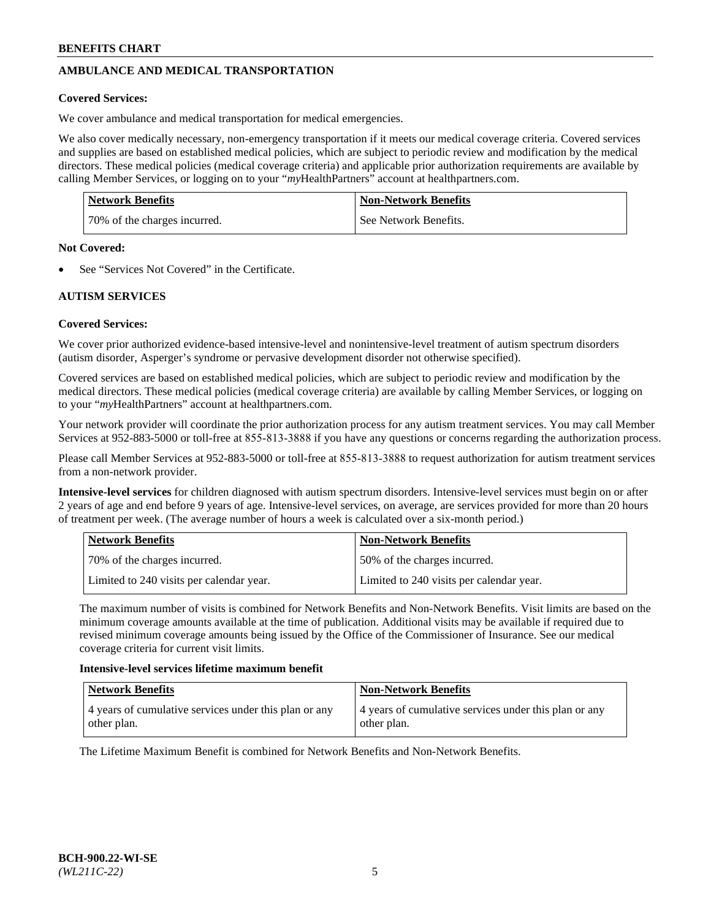## AMBULANCE AND MEDICAL TRANSPORTATION

**Covered Services:**

We cover ambulance and medical transportation for medical emergencies.

We also cover medically necessary, non-emergency transportation if it meets our medical coverage criteria. Covered services and supplies are based on established medical policies, which are subject to periodic review and modification by the medical directors. These medical policies (medical coverage criteria) and applicable prior authorization requirements are available by calling Member Services, or logging on to your "*my*HealthPartners" account at healthpartners.com.

| Network Benefits | Non-Network Benefits |
|---|---|
| 70% of the charges incurred. | See Network Benefits. |

**Not Covered:**

- See "Services Not Covered" in the Certificate.

## AUTISM SERVICES

**Covered Services:**

We cover prior authorized evidence-based intensive-level and nonintensive-level treatment of autism spectrum disorders (autism disorder, Asperger's syndrome or pervasive development disorder not otherwise specified).

Covered services are based on established medical policies, which are subject to periodic review and modification by the medical directors. These medical policies (medical coverage criteria) are available by calling Member Services, or logging on to your "*my*HealthPartners" account at healthpartners.com.

Your network provider will coordinate the prior authorization process for any autism treatment services. You may call Member Services at 952-883-5000 or toll-free at 855-813-3888 if you have any questions or concerns regarding the authorization process.

Please call Member Services at 952-883-5000 or toll-free at 855-813-3888 to request authorization for autism treatment services from a non-network provider.

**Intensive-level services** for children diagnosed with autism spectrum disorders. Intensive-level services must begin on or after 2 years of age and end before 9 years of age. Intensive-level services, on average, are services provided for more than 20 hours of treatment per week. (The average number of hours a week is calculated over a six-month period.)

| Network Benefits | Non-Network Benefits |
|---|---|
| 70% of the charges incurred. | 50% of the charges incurred. |
| Limited to 240 visits per calendar year. | Limited to 240 visits per calendar year. |

The maximum number of visits is combined for Network Benefits and Non-Network Benefits. Visit limits are based on the minimum coverage amounts available at the time of publication. Additional visits may be available if required due to revised minimum coverage amounts being issued by the Office of the Commissioner of Insurance. See our medical coverage criteria for current visit limits.

**Intensive-level services lifetime maximum benefit**

| Network Benefits | Non-Network Benefits |
|---|---|
| 4 years of cumulative services under this plan or any other plan. | 4 years of cumulative services under this plan or any other plan. |

The Lifetime Maximum Benefit is combined for Network Benefits and Non-Network Benefits.

BCH-900.22-WI-SE
*(WL211C-22)*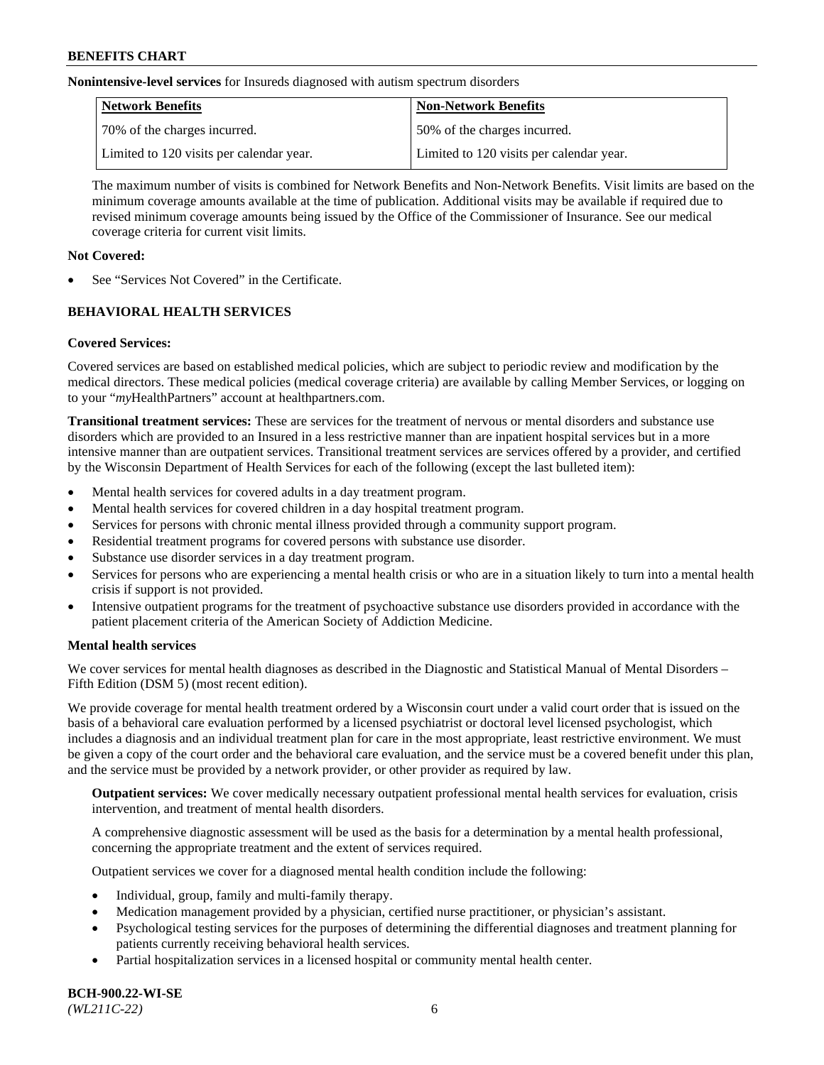**Nonintensive-level services** for Insureds diagnosed with autism spectrum disorders

| Network Benefits | Non-Network Benefits |
| --- | --- |
| 70% of the charges incurred. | 50% of the charges incurred. |
| Limited to 120 visits per calendar year. | Limited to 120 visits per calendar year. |

The maximum number of visits is combined for Network Benefits and Non-Network Benefits. Visit limits are based on the minimum coverage amounts available at the time of publication. Additional visits may be available if required due to revised minimum coverage amounts being issued by the Office of the Commissioner of Insurance. See our medical coverage criteria for current visit limits.

**Not Covered:**

- See "Services Not Covered" in the Certificate.

## BEHAVIORAL HEALTH SERVICES

**Covered Services:**

Covered services are based on established medical policies, which are subject to periodic review and modification by the medical directors. These medical policies (medical coverage criteria) are available by calling Member Services, or logging on to your "*my*HealthPartners" account at healthpartners.com.

**Transitional treatment services:** These are services for the treatment of nervous or mental disorders and substance use disorders which are provided to an Insured in a less restrictive manner than are inpatient hospital services but in a more intensive manner than are outpatient services. Transitional treatment services are services offered by a provider, and certified by the Wisconsin Department of Health Services for each of the following (except the last bulleted item):

- Mental health services for covered adults in a day treatment program.
- Mental health services for covered children in a day hospital treatment program.
- Services for persons with chronic mental illness provided through a community support program.
- Residential treatment programs for covered persons with substance use disorder.
- Substance use disorder services in a day treatment program.
- Services for persons who are experiencing a mental health crisis or who are in a situation likely to turn into a mental health crisis if support is not provided.
- Intensive outpatient programs for the treatment of psychoactive substance use disorders provided in accordance with the patient placement criteria of the American Society of Addiction Medicine.

**Mental health services**

We cover services for mental health diagnoses as described in the Diagnostic and Statistical Manual of Mental Disorders – Fifth Edition (DSM 5) (most recent edition).

We provide coverage for mental health treatment ordered by a Wisconsin court under a valid court order that is issued on the basis of a behavioral care evaluation performed by a licensed psychiatrist or doctoral level licensed psychologist, which includes a diagnosis and an individual treatment plan for care in the most appropriate, least restrictive environment. We must be given a copy of the court order and the behavioral care evaluation, and the service must be a covered benefit under this plan, and the service must be provided by a network provider, or other provider as required by law.

**Outpatient services:** We cover medically necessary outpatient professional mental health services for evaluation, crisis intervention, and treatment of mental health disorders.

A comprehensive diagnostic assessment will be used as the basis for a determination by a mental health professional, concerning the appropriate treatment and the extent of services required.

Outpatient services we cover for a diagnosed mental health condition include the following:

- Individual, group, family and multi-family therapy.
- Medication management provided by a physician, certified nurse practitioner, or physician's assistant.
- Psychological testing services for the purposes of determining the differential diagnoses and treatment planning for patients currently receiving behavioral health services.
- Partial hospitalization services in a licensed hospital or community mental health center.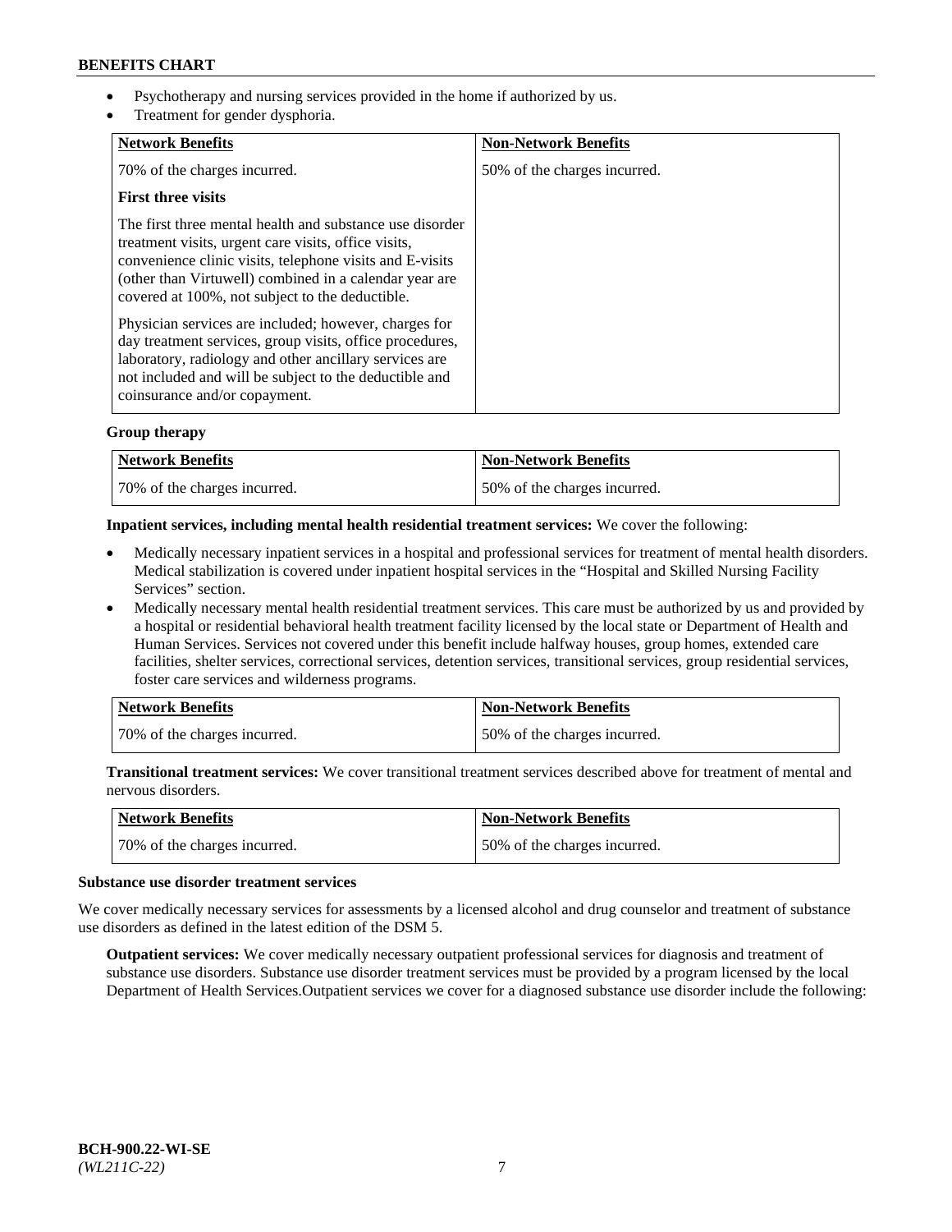- Psychotherapy and nursing services provided in the home if authorized by us.
- Treatment for gender dysphoria.

| Network Benefits | Non-Network Benefits |
| --- | --- |
| 70% of the charges incurred.<br><br>**First three visits**<br><br>The first three mental health and substance use disorder treatment visits, urgent care visits, office visits, convenience clinic visits, telephone visits and E-visits (other than Virtuwell) combined in a calendar year are covered at 100%, not subject to the deductible.<br><br>Physician services are included; however, charges for day treatment services, group visits, office procedures, laboratory, radiology and other ancillary services are not included and will be subject to the deductible and coinsurance and/or copayment. | 50% of the charges incurred. |

**Group therapy**

| Network Benefits | Non-Network Benefits |
| --- | --- |
| 70% of the charges incurred. | 50% of the charges incurred. |

**Inpatient services, including mental health residential treatment services:** We cover the following:

- Medically necessary inpatient services in a hospital and professional services for treatment of mental health disorders. Medical stabilization is covered under inpatient hospital services in the "Hospital and Skilled Nursing Facility Services" section.
- Medically necessary mental health residential treatment services. This care must be authorized by us and provided by a hospital or residential behavioral health treatment facility licensed by the local state or Department of Health and Human Services. Services not covered under this benefit include halfway houses, group homes, extended care facilities, shelter services, correctional services, detention services, transitional services, group residential services, foster care services and wilderness programs.

| Network Benefits | Non-Network Benefits |
| --- | --- |
| 70% of the charges incurred. | 50% of the charges incurred. |

**Transitional treatment services:** We cover transitional treatment services described above for treatment of mental and nervous disorders.

| Network Benefits | Non-Network Benefits |
| --- | --- |
| 70% of the charges incurred. | 50% of the charges incurred. |

**Substance use disorder treatment services**

We cover medically necessary services for assessments by a licensed alcohol and drug counselor and treatment of substance use disorders as defined in the latest edition of the DSM 5.

**Outpatient services:** We cover medically necessary outpatient professional services for diagnosis and treatment of substance use disorders. Substance use disorder treatment services must be provided by a program licensed by the local Department of Health Services.Outpatient services we cover for a diagnosed substance use disorder include the following: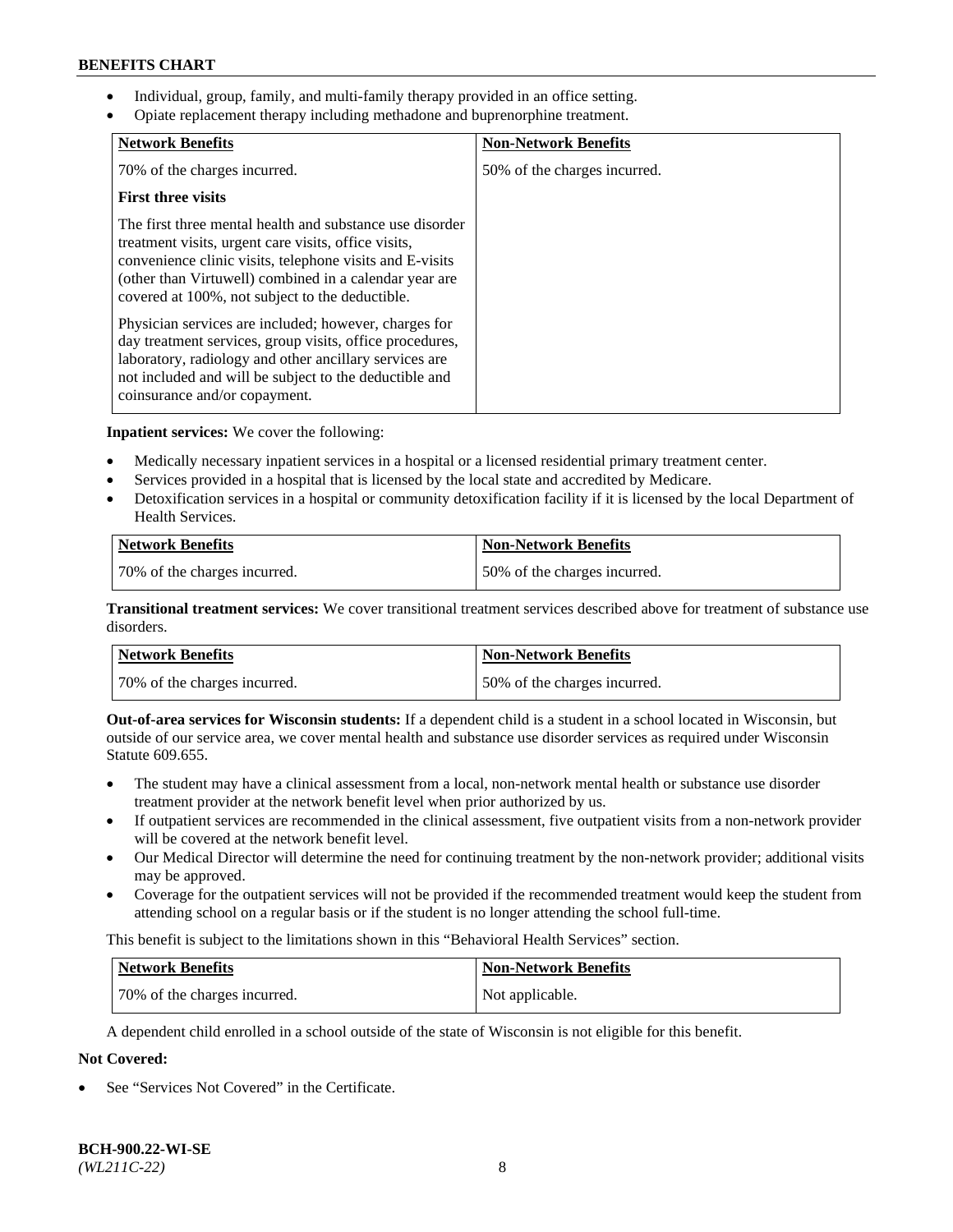- Individual, group, family, and multi-family therapy provided in an office setting.
- Opiate replacement therapy including methadone and buprenorphine treatment.

| Network Benefits | Non-Network Benefits |
|---|---|
| 70% of the charges incurred.<br><br>**First three visits**<br><br>The first three mental health and substance use disorder treatment visits, urgent care visits, office visits, convenience clinic visits, telephone visits and E-visits (other than Virtuwell) combined in a calendar year are covered at 100%, not subject to the deductible.<br><br>Physician services are included; however, charges for day treatment services, group visits, office procedures, laboratory, radiology and other ancillary services are not included and will be subject to the deductible and coinsurance and/or copayment. | 50% of the charges incurred. |

**Inpatient services:** We cover the following:

- Medically necessary inpatient services in a hospital or a licensed residential primary treatment center.
- Services provided in a hospital that is licensed by the local state and accredited by Medicare.
- Detoxification services in a hospital or community detoxification facility if it is licensed by the local Department of Health Services.

| Network Benefits | Non-Network Benefits |
|---|---|
| 70% of the charges incurred. | 50% of the charges incurred. |

**Transitional treatment services:** We cover transitional treatment services described above for treatment of substance use disorders.

| Network Benefits | Non-Network Benefits |
|---|---|
| 70% of the charges incurred. | 50% of the charges incurred. |

**Out-of-area services for Wisconsin students:** If a dependent child is a student in a school located in Wisconsin, but outside of our service area, we cover mental health and substance use disorder services as required under Wisconsin Statute 609.655.

- The student may have a clinical assessment from a local, non-network mental health or substance use disorder treatment provider at the network benefit level when prior authorized by us.
- If outpatient services are recommended in the clinical assessment, five outpatient visits from a non-network provider will be covered at the network benefit level.
- Our Medical Director will determine the need for continuing treatment by the non-network provider; additional visits may be approved.
- Coverage for the outpatient services will not be provided if the recommended treatment would keep the student from attending school on a regular basis or if the student is no longer attending the school full-time.

This benefit is subject to the limitations shown in this "Behavioral Health Services" section.

| Network Benefits | Non-Network Benefits |
|---|---|
| 70% of the charges incurred. | Not applicable. |

A dependent child enrolled in a school outside of the state of Wisconsin is not eligible for this benefit.

**Not Covered:**

- See "Services Not Covered" in the Certificate.

**BCH-900.22-WI-SE**
*(WL211C-22)*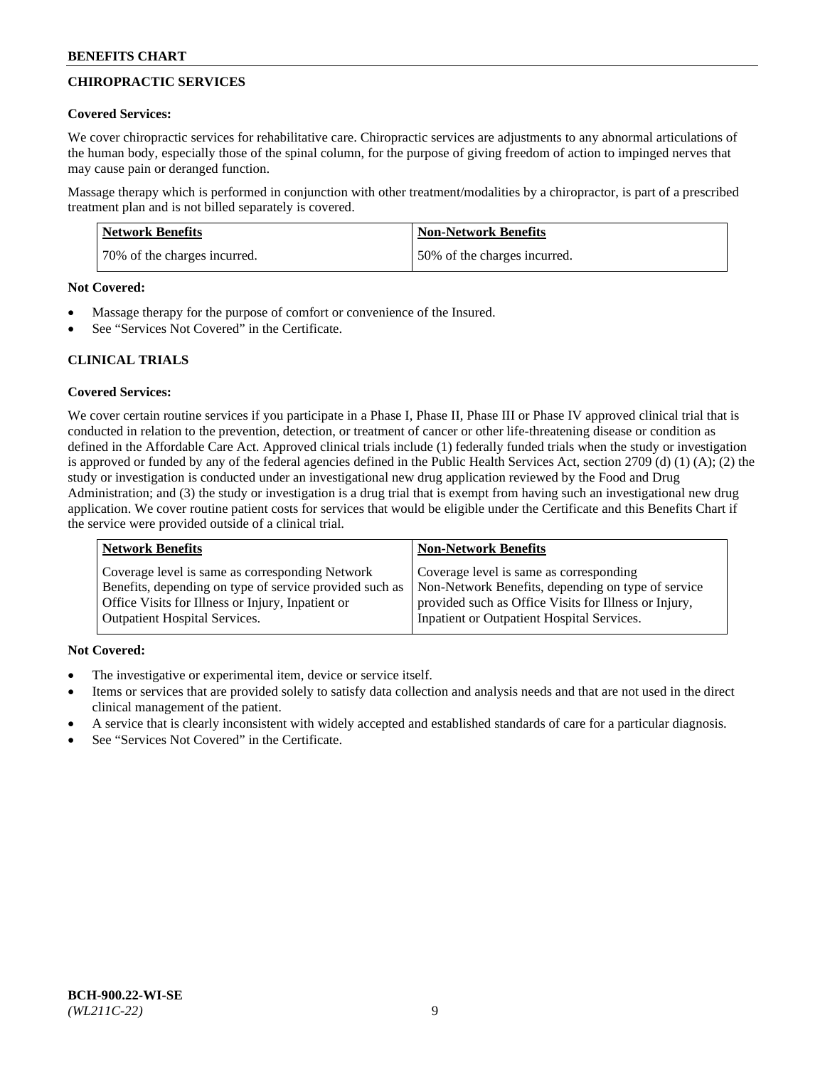## CHIROPRACTIC SERVICES

**Covered Services:**

We cover chiropractic services for rehabilitative care. Chiropractic services are adjustments to any abnormal articulations of the human body, especially those of the spinal column, for the purpose of giving freedom of action to impinged nerves that may cause pain or deranged function.

Massage therapy which is performed in conjunction with other treatment/modalities by a chiropractor, is part of a prescribed treatment plan and is not billed separately is covered.

| Network Benefits | Non-Network Benefits |
|---|---|
| 70% of the charges incurred. | 50% of the charges incurred. |

**Not Covered:**

- Massage therapy for the purpose of comfort or convenience of the Insured.
- See "Services Not Covered" in the Certificate.

## CLINICAL TRIALS

**Covered Services:**

We cover certain routine services if you participate in a Phase I, Phase II, Phase III or Phase IV approved clinical trial that is conducted in relation to the prevention, detection, or treatment of cancer or other life-threatening disease or condition as defined in the Affordable Care Act. Approved clinical trials include (1) federally funded trials when the study or investigation is approved or funded by any of the federal agencies defined in the Public Health Services Act, section 2709 (d) (1) (A); (2) the study or investigation is conducted under an investigational new drug application reviewed by the Food and Drug Administration; and (3) the study or investigation is a drug trial that is exempt from having such an investigational new drug application. We cover routine patient costs for services that would be eligible under the Certificate and this Benefits Chart if the service were provided outside of a clinical trial.

| Network Benefits | Non-Network Benefits |
|---|---|
| Coverage level is same as corresponding Network Benefits, depending on type of service provided such as Office Visits for Illness or Injury, Inpatient or Outpatient Hospital Services. | Coverage level is same as corresponding Non-Network Benefits, depending on type of service provided such as Office Visits for Illness or Injury, Inpatient or Outpatient Hospital Services. |

**Not Covered:**

- The investigative or experimental item, device or service itself.
- Items or services that are provided solely to satisfy data collection and analysis needs and that are not used in the direct clinical management of the patient.
- A service that is clearly inconsistent with widely accepted and established standards of care for a particular diagnosis.
- See "Services Not Covered" in the Certificate.

BCH-900.22-WI-SE
*(WL211C-22)*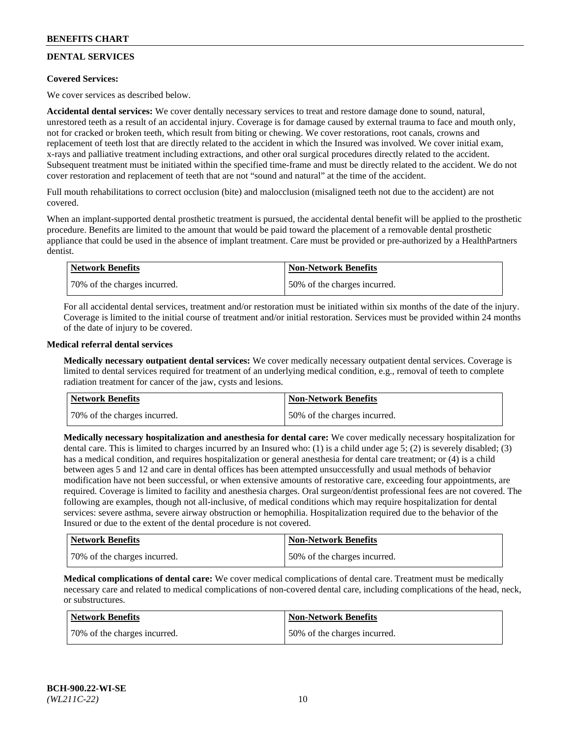## DENTAL SERVICES

**Covered Services:**

We cover services as described below.

**Accidental dental services:** We cover dentally necessary services to treat and restore damage done to sound, natural, unrestored teeth as a result of an accidental injury. Coverage is for damage caused by external trauma to face and mouth only, not for cracked or broken teeth, which result from biting or chewing. We cover restorations, root canals, crowns and replacement of teeth lost that are directly related to the accident in which the Insured was involved. We cover initial exam, x-rays and palliative treatment including extractions, and other oral surgical procedures directly related to the accident. Subsequent treatment must be initiated within the specified time-frame and must be directly related to the accident. We do not cover restoration and replacement of teeth that are not "sound and natural" at the time of the accident.

Full mouth rehabilitations to correct occlusion (bite) and malocclusion (misaligned teeth not due to the accident) are not covered.

When an implant-supported dental prosthetic treatment is pursued, the accidental dental benefit will be applied to the prosthetic procedure. Benefits are limited to the amount that would be paid toward the placement of a removable dental prosthetic appliance that could be used in the absence of implant treatment. Care must be provided or pre-authorized by a HealthPartners dentist.

| Network Benefits | Non-Network Benefits |
|---|---|
| 70% of the charges incurred. | 50% of the charges incurred. |

For all accidental dental services, treatment and/or restoration must be initiated within six months of the date of the injury. Coverage is limited to the initial course of treatment and/or initial restoration. Services must be provided within 24 months of the date of injury to be covered.

**Medical referral dental services**

**Medically necessary outpatient dental services:** We cover medically necessary outpatient dental services. Coverage is limited to dental services required for treatment of an underlying medical condition, e.g., removal of teeth to complete radiation treatment for cancer of the jaw, cysts and lesions.

| Network Benefits | Non-Network Benefits |
|---|---|
| 70% of the charges incurred. | 50% of the charges incurred. |

**Medically necessary hospitalization and anesthesia for dental care:** We cover medically necessary hospitalization for dental care. This is limited to charges incurred by an Insured who: (1) is a child under age 5; (2) is severely disabled; (3) has a medical condition, and requires hospitalization or general anesthesia for dental care treatment; or (4) is a child between ages 5 and 12 and care in dental offices has been attempted unsuccessfully and usual methods of behavior modification have not been successful, or when extensive amounts of restorative care, exceeding four appointments, are required. Coverage is limited to facility and anesthesia charges. Oral surgeon/dentist professional fees are not covered. The following are examples, though not all-inclusive, of medical conditions which may require hospitalization for dental services: severe asthma, severe airway obstruction or hemophilia. Hospitalization required due to the behavior of the Insured or due to the extent of the dental procedure is not covered.

| Network Benefits | Non-Network Benefits |
|---|---|
| 70% of the charges incurred. | 50% of the charges incurred. |

**Medical complications of dental care:** We cover medical complications of dental care. Treatment must be medically necessary care and related to medical complications of non-covered dental care, including complications of the head, neck, or substructures.

| Network Benefits | Non-Network Benefits |
|---|---|
| 70% of the charges incurred. | 50% of the charges incurred. |

**BCH-900.22-WI-SE**
*(WL211C-22)*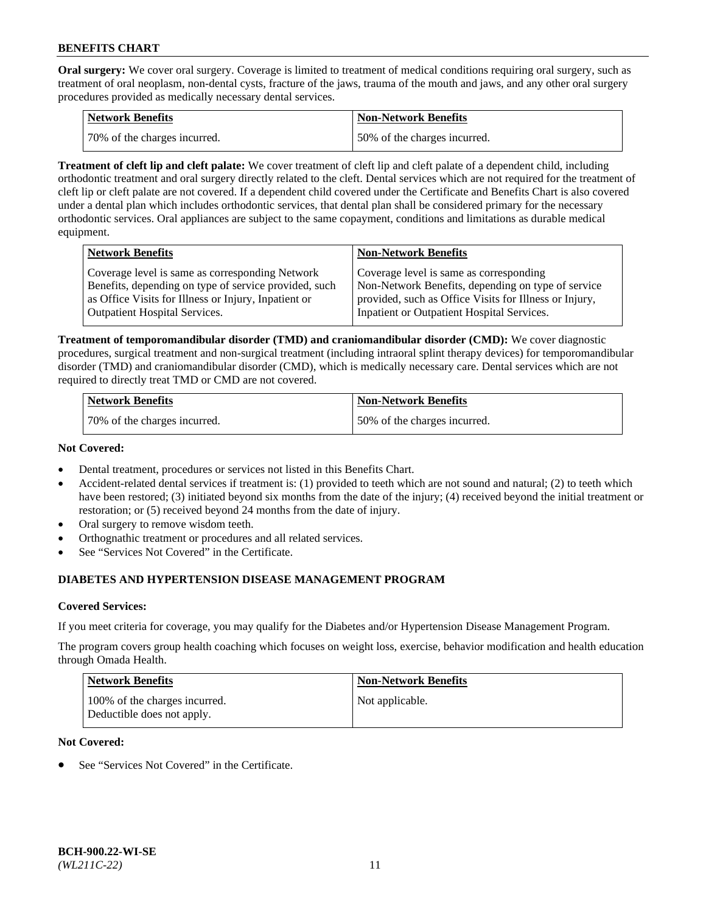**Oral surgery:** We cover oral surgery. Coverage is limited to treatment of medical conditions requiring oral surgery, such as treatment of oral neoplasm, non-dental cysts, fracture of the jaws, trauma of the mouth and jaws, and any other oral surgery procedures provided as medically necessary dental services.

| Network Benefits | Non-Network Benefits |
|---|---|
| 70% of the charges incurred. | 50% of the charges incurred. |

**Treatment of cleft lip and cleft palate:** We cover treatment of cleft lip and cleft palate of a dependent child, including orthodontic treatment and oral surgery directly related to the cleft. Dental services which are not required for the treatment of cleft lip or cleft palate are not covered. If a dependent child covered under the Certificate and Benefits Chart is also covered under a dental plan which includes orthodontic services, that dental plan shall be considered primary for the necessary orthodontic services. Oral appliances are subject to the same copayment, conditions and limitations as durable medical equipment.

| Network Benefits | Non-Network Benefits |
|---|---|
| Coverage level is same as corresponding Network Benefits, depending on type of service provided, such as Office Visits for Illness or Injury, Inpatient or Outpatient Hospital Services. | Coverage level is same as corresponding Non-Network Benefits, depending on type of service provided, such as Office Visits for Illness or Injury, Inpatient or Outpatient Hospital Services. |

**Treatment of temporomandibular disorder (TMD) and craniomandibular disorder (CMD):** We cover diagnostic procedures, surgical treatment and non-surgical treatment (including intraoral splint therapy devices) for temporomandibular disorder (TMD) and craniomandibular disorder (CMD), which is medically necessary care. Dental services which are not required to directly treat TMD or CMD are not covered.

| Network Benefits | Non-Network Benefits |
|---|---|
| 70% of the charges incurred. | 50% of the charges incurred. |

**Not Covered:**

- Dental treatment, procedures or services not listed in this Benefits Chart.
- Accident-related dental services if treatment is: (1) provided to teeth which are not sound and natural; (2) to teeth which have been restored; (3) initiated beyond six months from the date of the injury; (4) received beyond the initial treatment or restoration; or (5) received beyond 24 months from the date of injury.
- Oral surgery to remove wisdom teeth.
- Orthognathic treatment or procedures and all related services.
- See "Services Not Covered" in the Certificate.

## DIABETES AND HYPERTENSION DISEASE MANAGEMENT PROGRAM

**Covered Services:**

If you meet criteria for coverage, you may qualify for the Diabetes and/or Hypertension Disease Management Program.

The program covers group health coaching which focuses on weight loss, exercise, behavior modification and health education through Omada Health.

| Network Benefits | Non-Network Benefits |
|---|---|
| 100% of the charges incurred. Deductible does not apply. | Not applicable. |

**Not Covered:**

- See "Services Not Covered" in the Certificate.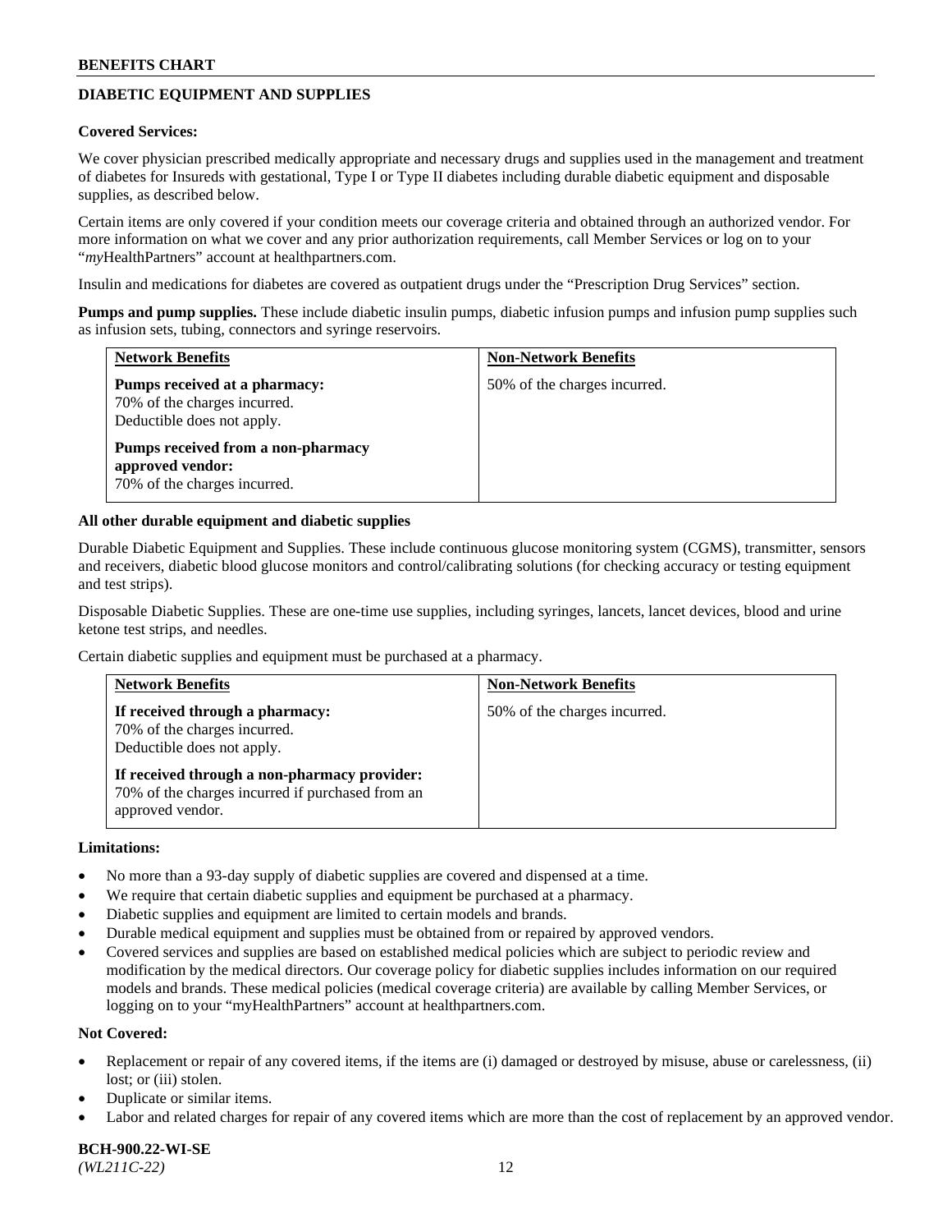## DIABETIC EQUIPMENT AND SUPPLIES

**Covered Services:**

We cover physician prescribed medically appropriate and necessary drugs and supplies used in the management and treatment of diabetes for Insureds with gestational, Type I or Type II diabetes including durable diabetic equipment and disposable supplies, as described below.

Certain items are only covered if your condition meets our coverage criteria and obtained through an authorized vendor. For more information on what we cover and any prior authorization requirements, call Member Services or log on to your "*my*HealthPartners" account at healthpartners.com.

Insulin and medications for diabetes are covered as outpatient drugs under the "Prescription Drug Services" section.

**Pumps and pump supplies.** These include diabetic insulin pumps, diabetic infusion pumps and infusion pump supplies such as infusion sets, tubing, connectors and syringe reservoirs.

| Network Benefits | Non-Network Benefits |
|---|---|
| **Pumps received at a pharmacy:** 70% of the charges incurred. Deductible does not apply. **Pumps received from a non-pharmacy approved vendor:** 70% of the charges incurred. | 50% of the charges incurred. |

**All other durable equipment and diabetic supplies**

Durable Diabetic Equipment and Supplies. These include continuous glucose monitoring system (CGMS), transmitter, sensors and receivers, diabetic blood glucose monitors and control/calibrating solutions (for checking accuracy or testing equipment and test strips).

Disposable Diabetic Supplies. These are one-time use supplies, including syringes, lancets, lancet devices, blood and urine ketone test strips, and needles.

Certain diabetic supplies and equipment must be purchased at a pharmacy.

| Network Benefits | Non-Network Benefits |
|---|---|
| **If received through a pharmacy:** 70% of the charges incurred. Deductible does not apply. **If received through a non-pharmacy provider:** 70% of the charges incurred if purchased from an approved vendor. | 50% of the charges incurred. |

**Limitations:**

- No more than a 93-day supply of diabetic supplies are covered and dispensed at a time.
- We require that certain diabetic supplies and equipment be purchased at a pharmacy.
- Diabetic supplies and equipment are limited to certain models and brands.
- Durable medical equipment and supplies must be obtained from or repaired by approved vendors.
- Covered services and supplies are based on established medical policies which are subject to periodic review and modification by the medical directors. Our coverage policy for diabetic supplies includes information on our required models and brands. These medical policies (medical coverage criteria) are available by calling Member Services, or logging on to your "myHealthPartners" account at healthpartners.com.

**Not Covered:**

- Replacement or repair of any covered items, if the items are (i) damaged or destroyed by misuse, abuse or carelessness, (ii) lost; or (iii) stolen.
- Duplicate or similar items.
- Labor and related charges for repair of any covered items which are more than the cost of replacement by an approved vendor.

**BCH-900.22-WI-SE**
*(WL211C-22)*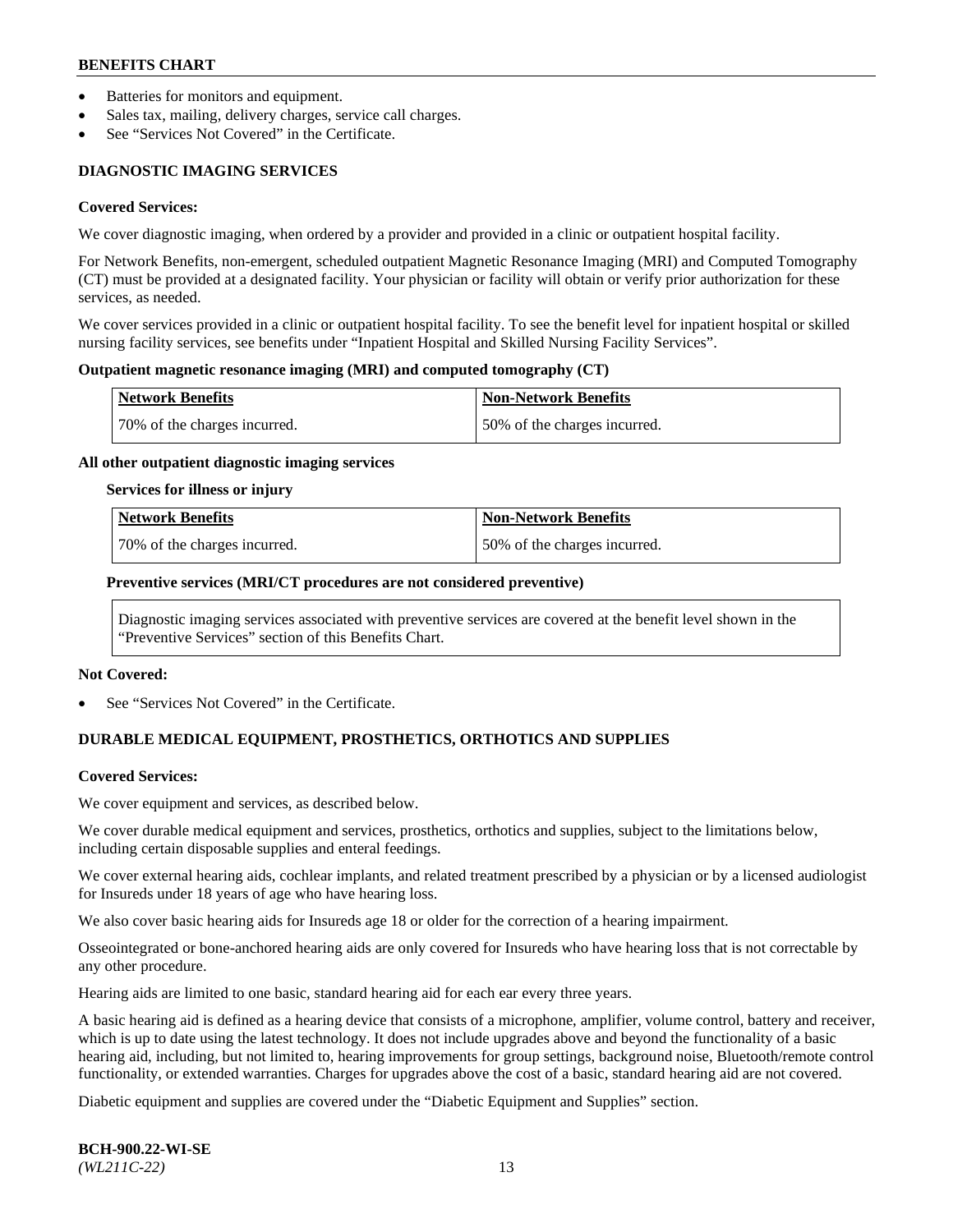- Batteries for monitors and equipment.
- Sales tax, mailing, delivery charges, service call charges.
- See "Services Not Covered" in the Certificate.

## DIAGNOSTIC IMAGING SERVICES

**Covered Services:**

We cover diagnostic imaging, when ordered by a provider and provided in a clinic or outpatient hospital facility.

For Network Benefits, non-emergent, scheduled outpatient Magnetic Resonance Imaging (MRI) and Computed Tomography (CT) must be provided at a designated facility. Your physician or facility will obtain or verify prior authorization for these services, as needed.

We cover services provided in a clinic or outpatient hospital facility. To see the benefit level for inpatient hospital or skilled nursing facility services, see benefits under "Inpatient Hospital and Skilled Nursing Facility Services".

**Outpatient magnetic resonance imaging (MRI) and computed tomography (CT)**

| Network Benefits | Non-Network Benefits |
|---|---|
| 70% of the charges incurred. | 50% of the charges incurred. |

**All other outpatient diagnostic imaging services**

**Services for illness or injury**

| Network Benefits | Non-Network Benefits |
|---|---|
| 70% of the charges incurred. | 50% of the charges incurred. |

**Preventive services (MRI/CT procedures are not considered preventive)**

Diagnostic imaging services associated with preventive services are covered at the benefit level shown in the "Preventive Services" section of this Benefits Chart.

**Not Covered:**

- See "Services Not Covered" in the Certificate.

## DURABLE MEDICAL EQUIPMENT, PROSTHETICS, ORTHOTICS AND SUPPLIES

**Covered Services:**

We cover equipment and services, as described below.

We cover durable medical equipment and services, prosthetics, orthotics and supplies, subject to the limitations below, including certain disposable supplies and enteral feedings.

We cover external hearing aids, cochlear implants, and related treatment prescribed by a physician or by a licensed audiologist for Insureds under 18 years of age who have hearing loss.

We also cover basic hearing aids for Insureds age 18 or older for the correction of a hearing impairment.

Osseointegrated or bone-anchored hearing aids are only covered for Insureds who have hearing loss that is not correctable by any other procedure.

Hearing aids are limited to one basic, standard hearing aid for each ear every three years.

A basic hearing aid is defined as a hearing device that consists of a microphone, amplifier, volume control, battery and receiver, which is up to date using the latest technology. It does not include upgrades above and beyond the functionality of a basic hearing aid, including, but not limited to, hearing improvements for group settings, background noise, Bluetooth/remote control functionality, or extended warranties. Charges for upgrades above the cost of a basic, standard hearing aid are not covered.

Diabetic equipment and supplies are covered under the "Diabetic Equipment and Supplies" section.

**BCH-900.22-WI-SE**
*(WL211C-22)*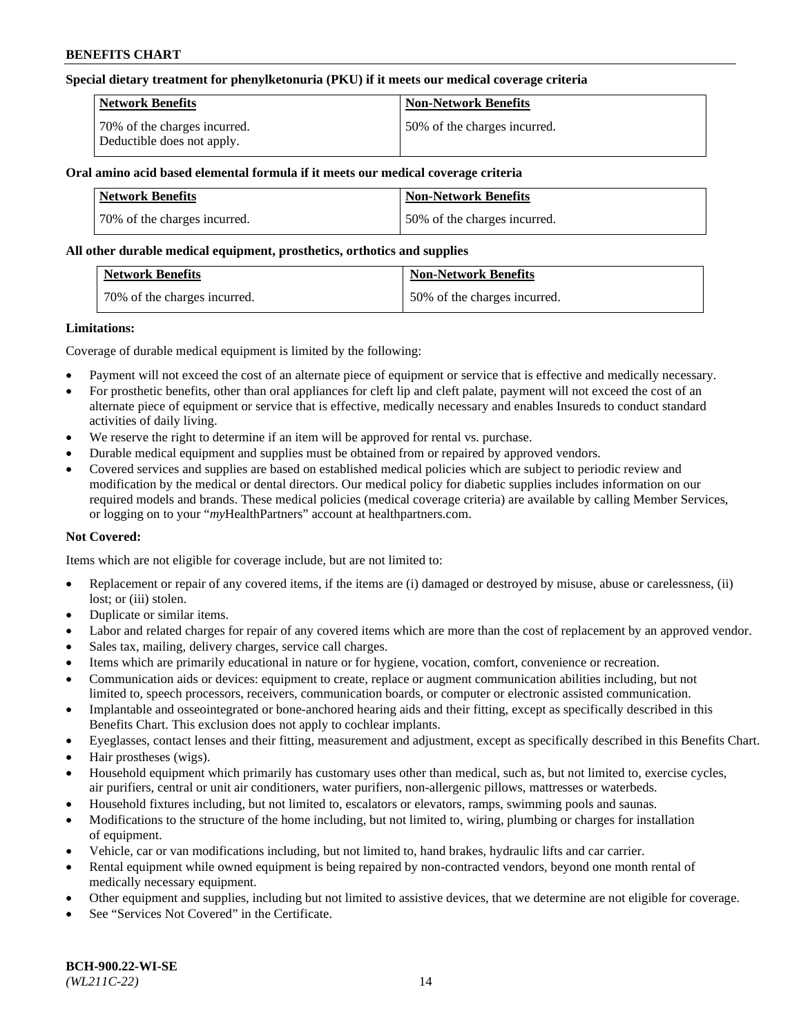**Special dietary treatment for phenylketonuria (PKU) if it meets our medical coverage criteria**

| Network Benefits | Non-Network Benefits |
|---|---|
| 70% of the charges incurred. Deductible does not apply. | 50% of the charges incurred. |

**Oral amino acid based elemental formula if it meets our medical coverage criteria**

| Network Benefits | Non-Network Benefits |
|---|---|
| 70% of the charges incurred. | 50% of the charges incurred. |

**All other durable medical equipment, prosthetics, orthotics and supplies**

| Network Benefits | Non-Network Benefits |
|---|---|
| 70% of the charges incurred. | 50% of the charges incurred. |

**Limitations:**

Coverage of durable medical equipment is limited by the following:

- Payment will not exceed the cost of an alternate piece of equipment or service that is effective and medically necessary.
- For prosthetic benefits, other than oral appliances for cleft lip and cleft palate, payment will not exceed the cost of an alternate piece of equipment or service that is effective, medically necessary and enables Insureds to conduct standard activities of daily living.
- We reserve the right to determine if an item will be approved for rental vs. purchase.
- Durable medical equipment and supplies must be obtained from or repaired by approved vendors.
- Covered services and supplies are based on established medical policies which are subject to periodic review and modification by the medical or dental directors. Our medical policy for diabetic supplies includes information on our required models and brands. These medical policies (medical coverage criteria) are available by calling Member Services, or logging on to your "*my*HealthPartners" account at healthpartners.com.

**Not Covered:**

Items which are not eligible for coverage include, but are not limited to:

- Replacement or repair of any covered items, if the items are (i) damaged or destroyed by misuse, abuse or carelessness, (ii) lost; or (iii) stolen.
- Duplicate or similar items.
- Labor and related charges for repair of any covered items which are more than the cost of replacement by an approved vendor.
- Sales tax, mailing, delivery charges, service call charges.
- Items which are primarily educational in nature or for hygiene, vocation, comfort, convenience or recreation.
- Communication aids or devices: equipment to create, replace or augment communication abilities including, but not limited to, speech processors, receivers, communication boards, or computer or electronic assisted communication.
- Implantable and osseointegrated or bone-anchored hearing aids and their fitting, except as specifically described in this Benefits Chart. This exclusion does not apply to cochlear implants.
- Eyeglasses, contact lenses and their fitting, measurement and adjustment, except as specifically described in this Benefits Chart.
- Hair prostheses (wigs).
- Household equipment which primarily has customary uses other than medical, such as, but not limited to, exercise cycles, air purifiers, central or unit air conditioners, water purifiers, non-allergenic pillows, mattresses or waterbeds.
- Household fixtures including, but not limited to, escalators or elevators, ramps, swimming pools and saunas.
- Modifications to the structure of the home including, but not limited to, wiring, plumbing or charges for installation of equipment.
- Vehicle, car or van modifications including, but not limited to, hand brakes, hydraulic lifts and car carrier.
- Rental equipment while owned equipment is being repaired by non-contracted vendors, beyond one month rental of medically necessary equipment.
- Other equipment and supplies, including but not limited to assistive devices, that we determine are not eligible for coverage.
- See "Services Not Covered" in the Certificate.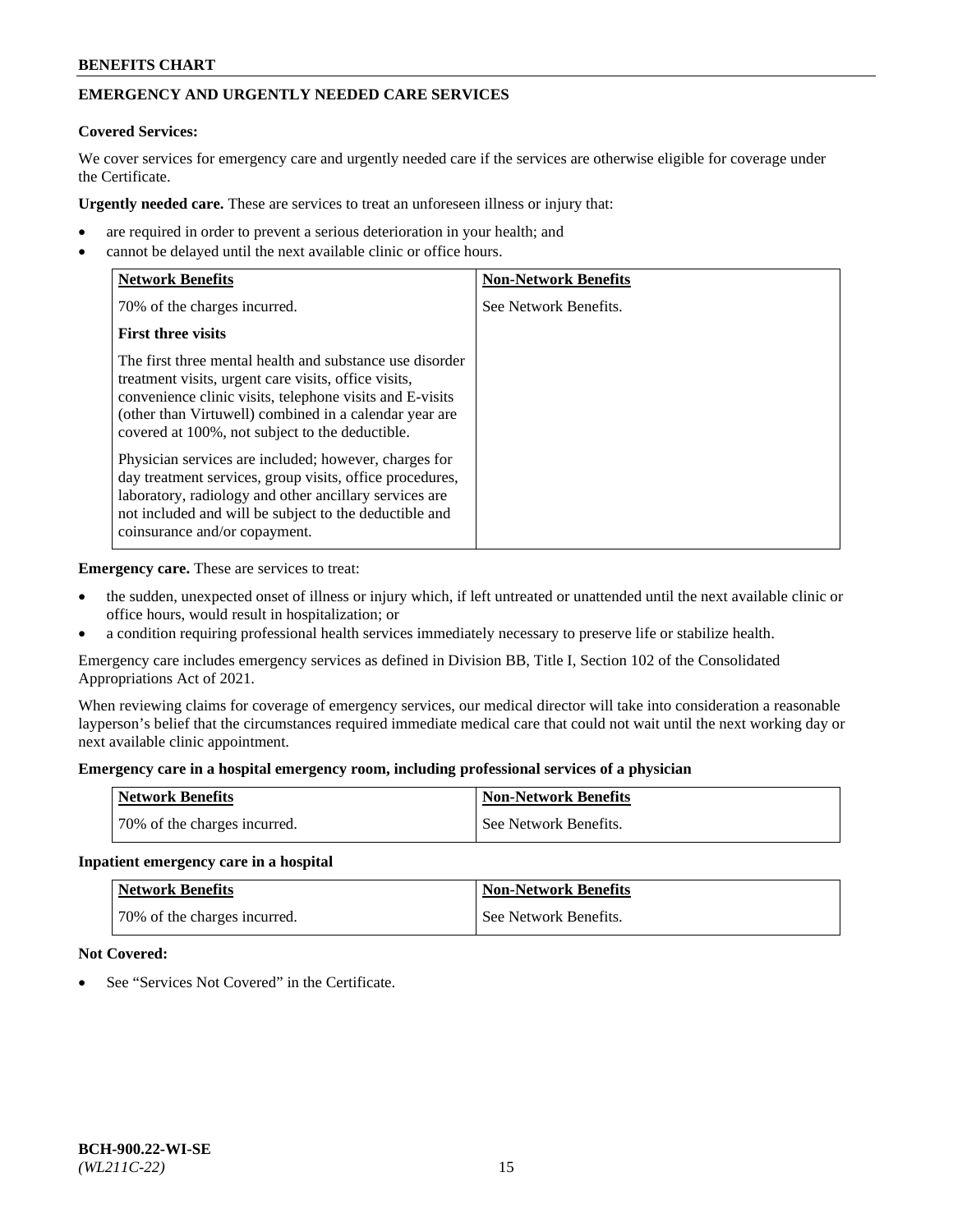## EMERGENCY AND URGENTLY NEEDED CARE SERVICES

**Covered Services:**

We cover services for emergency care and urgently needed care if the services are otherwise eligible for coverage under the Certificate.

**Urgently needed care.** These are services to treat an unforeseen illness or injury that:

- are required in order to prevent a serious deterioration in your health; and
- cannot be delayed until the next available clinic or office hours.

| Network Benefits | Non-Network Benefits |
| --- | --- |
| 70% of the charges incurred.<br><br>**First three visits**<br><br>The first three mental health and substance use disorder treatment visits, urgent care visits, office visits, convenience clinic visits, telephone visits and E-visits (other than Virtuwell) combined in a calendar year are covered at 100%, not subject to the deductible.<br><br>Physician services are included; however, charges for day treatment services, group visits, office procedures, laboratory, radiology and other ancillary services are not included and will be subject to the deductible and coinsurance and/or copayment. | See Network Benefits. |

**Emergency care.** These are services to treat:

- the sudden, unexpected onset of illness or injury which, if left untreated or unattended until the next available clinic or office hours, would result in hospitalization; or
- a condition requiring professional health services immediately necessary to preserve life or stabilize health.

Emergency care includes emergency services as defined in Division BB, Title I, Section 102 of the Consolidated Appropriations Act of 2021.

When reviewing claims for coverage of emergency services, our medical director will take into consideration a reasonable layperson's belief that the circumstances required immediate medical care that could not wait until the next working day or next available clinic appointment.

**Emergency care in a hospital emergency room, including professional services of a physician**

| Network Benefits | Non-Network Benefits |
| --- | --- |
| 70% of the charges incurred. | See Network Benefits. |

**Inpatient emergency care in a hospital**

| Network Benefits | Non-Network Benefits |
| --- | --- |
| 70% of the charges incurred. | See Network Benefits. |

**Not Covered:**

- See "Services Not Covered" in the Certificate.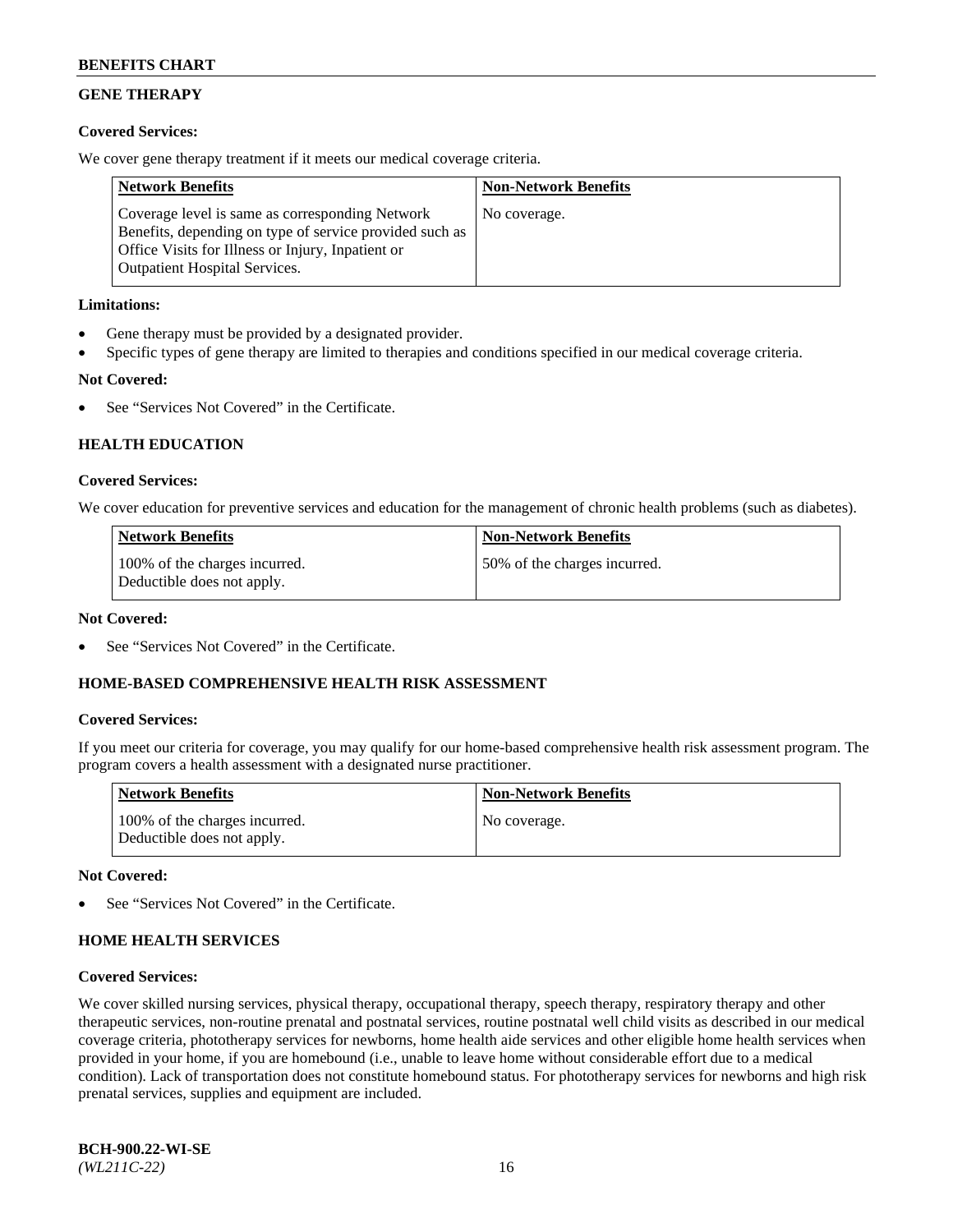## GENE THERAPY

**Covered Services:**

We cover gene therapy treatment if it meets our medical coverage criteria.

| Network Benefits | Non-Network Benefits |
|---|---|
| Coverage level is same as corresponding Network Benefits, depending on type of service provided such as Office Visits for Illness or Injury, Inpatient or Outpatient Hospital Services. | No coverage. |

**Limitations:**

- Gene therapy must be provided by a designated provider.
- Specific types of gene therapy are limited to therapies and conditions specified in our medical coverage criteria.

**Not Covered:**

- See "Services Not Covered" in the Certificate.

## HEALTH EDUCATION

**Covered Services:**

We cover education for preventive services and education for the management of chronic health problems (such as diabetes).

| Network Benefits | Non-Network Benefits |
|---|---|
| 100% of the charges incurred. Deductible does not apply. | 50% of the charges incurred. |

**Not Covered:**

- See "Services Not Covered" in the Certificate.

## HOME-BASED COMPREHENSIVE HEALTH RISK ASSESSMENT

**Covered Services:**

If you meet our criteria for coverage, you may qualify for our home-based comprehensive health risk assessment program. The program covers a health assessment with a designated nurse practitioner.

| Network Benefits | Non-Network Benefits |
|---|---|
| 100% of the charges incurred. Deductible does not apply. | No coverage. |

**Not Covered:**

- See "Services Not Covered" in the Certificate.

## HOME HEALTH SERVICES

**Covered Services:**

We cover skilled nursing services, physical therapy, occupational therapy, speech therapy, respiratory therapy and other therapeutic services, non-routine prenatal and postnatal services, routine postnatal well child visits as described in our medical coverage criteria, phototherapy services for newborns, home health aide services and other eligible home health services when provided in your home, if you are homebound (i.e., unable to leave home without considerable effort due to a medical condition). Lack of transportation does not constitute homebound status. For phototherapy services for newborns and high risk prenatal services, supplies and equipment are included.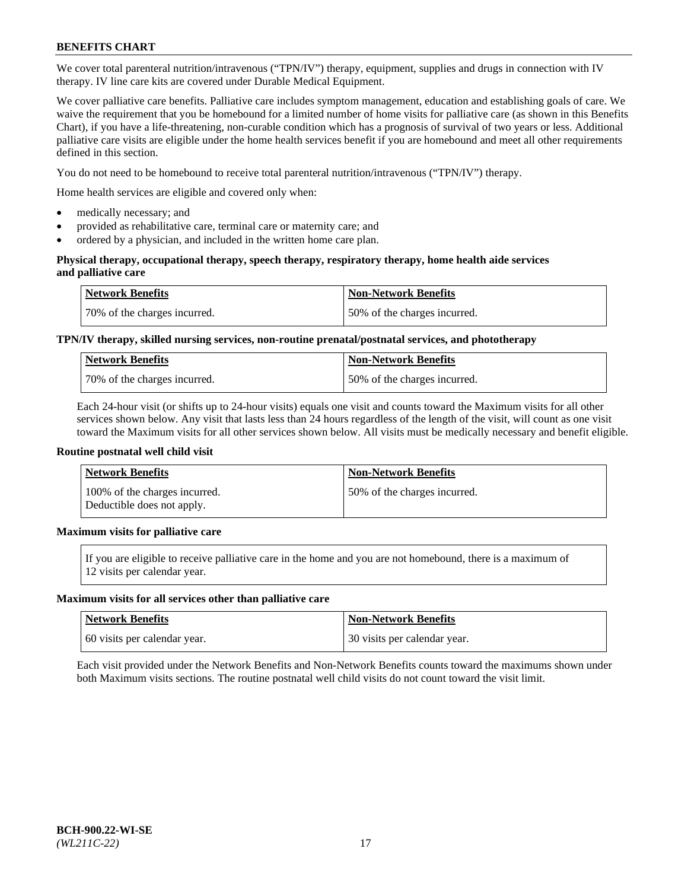We cover total parenteral nutrition/intravenous ("TPN/IV") therapy, equipment, supplies and drugs in connection with IV therapy. IV line care kits are covered under Durable Medical Equipment.

We cover palliative care benefits. Palliative care includes symptom management, education and establishing goals of care. We waive the requirement that you be homebound for a limited number of home visits for palliative care (as shown in this Benefits Chart), if you have a life-threatening, non-curable condition which has a prognosis of survival of two years or less. Additional palliative care visits are eligible under the home health services benefit if you are homebound and meet all other requirements defined in this section.

You do not need to be homebound to receive total parenteral nutrition/intravenous ("TPN/IV") therapy.

Home health services are eligible and covered only when:

- medically necessary; and
- provided as rehabilitative care, terminal care or maternity care; and
- ordered by a physician, and included in the written home care plan.

**Physical therapy, occupational therapy, speech therapy, respiratory therapy, home health aide services and palliative care**

| Network Benefits | Non-Network Benefits |
|---|---|
| 70% of the charges incurred. | 50% of the charges incurred. |

**TPN/IV therapy, skilled nursing services, non-routine prenatal/postnatal services, and phototherapy**

| Network Benefits | Non-Network Benefits |
|---|---|
| 70% of the charges incurred. | 50% of the charges incurred. |

Each 24-hour visit (or shifts up to 24-hour visits) equals one visit and counts toward the Maximum visits for all other services shown below. Any visit that lasts less than 24 hours regardless of the length of the visit, will count as one visit toward the Maximum visits for all other services shown below. All visits must be medically necessary and benefit eligible.

**Routine postnatal well child visit**

| Network Benefits | Non-Network Benefits |
|---|---|
| 100% of the charges incurred. Deductible does not apply. | 50% of the charges incurred. |

**Maximum visits for palliative care**

If you are eligible to receive palliative care in the home and you are not homebound, there is a maximum of 12 visits per calendar year.

**Maximum visits for all services other than palliative care**

| Network Benefits | Non-Network Benefits |
|---|---|
| 60 visits per calendar year. | 30 visits per calendar year. |

Each visit provided under the Network Benefits and Non-Network Benefits counts toward the maximums shown under both Maximum visits sections. The routine postnatal well child visits do not count toward the visit limit.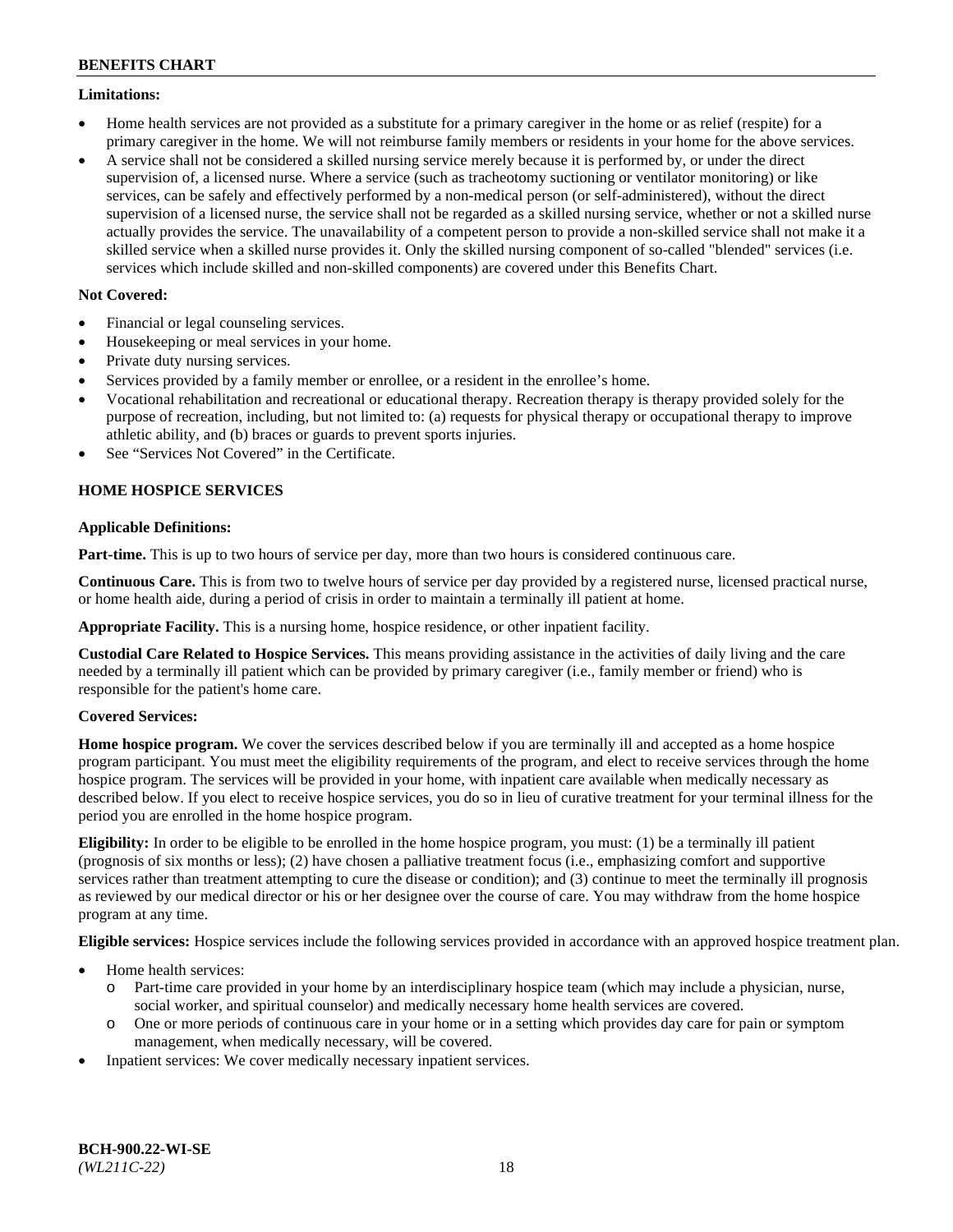**Limitations:**

- Home health services are not provided as a substitute for a primary caregiver in the home or as relief (respite) for a primary caregiver in the home. We will not reimburse family members or residents in your home for the above services.
- A service shall not be considered a skilled nursing service merely because it is performed by, or under the direct supervision of, a licensed nurse. Where a service (such as tracheotomy suctioning or ventilator monitoring) or like services, can be safely and effectively performed by a non-medical person (or self-administered), without the direct supervision of a licensed nurse, the service shall not be regarded as a skilled nursing service, whether or not a skilled nurse actually provides the service. The unavailability of a competent person to provide a non-skilled service shall not make it a skilled service when a skilled nurse provides it. Only the skilled nursing component of so-called "blended" services (i.e. services which include skilled and non-skilled components) are covered under this Benefits Chart.

**Not Covered:**

- Financial or legal counseling services.
- Housekeeping or meal services in your home.
- Private duty nursing services.
- Services provided by a family member or enrollee, or a resident in the enrollee's home.
- Vocational rehabilitation and recreational or educational therapy. Recreation therapy is therapy provided solely for the purpose of recreation, including, but not limited to: (a) requests for physical therapy or occupational therapy to improve athletic ability, and (b) braces or guards to prevent sports injuries.
- See "Services Not Covered" in the Certificate.

**HOME HOSPICE SERVICES**

**Applicable Definitions:**

**Part-time.** This is up to two hours of service per day, more than two hours is considered continuous care.

**Continuous Care.** This is from two to twelve hours of service per day provided by a registered nurse, licensed practical nurse, or home health aide, during a period of crisis in order to maintain a terminally ill patient at home.

**Appropriate Facility.** This is a nursing home, hospice residence, or other inpatient facility.

**Custodial Care Related to Hospice Services.** This means providing assistance in the activities of daily living and the care needed by a terminally ill patient which can be provided by primary caregiver (i.e., family member or friend) who is responsible for the patient's home care.

**Covered Services:**

**Home hospice program.** We cover the services described below if you are terminally ill and accepted as a home hospice program participant. You must meet the eligibility requirements of the program, and elect to receive services through the home hospice program. The services will be provided in your home, with inpatient care available when medically necessary as described below. If you elect to receive hospice services, you do so in lieu of curative treatment for your terminal illness for the period you are enrolled in the home hospice program.

**Eligibility:** In order to be eligible to be enrolled in the home hospice program, you must: (1) be a terminally ill patient (prognosis of six months or less); (2) have chosen a palliative treatment focus (i.e., emphasizing comfort and supportive services rather than treatment attempting to cure the disease or condition); and (3) continue to meet the terminally ill prognosis as reviewed by our medical director or his or her designee over the course of care. You may withdraw from the home hospice program at any time.

**Eligible services:** Hospice services include the following services provided in accordance with an approved hospice treatment plan.

- Home health services:
  - Part-time care provided in your home by an interdisciplinary hospice team (which may include a physician, nurse, social worker, and spiritual counselor) and medically necessary home health services are covered.
  - One or more periods of continuous care in your home or in a setting which provides day care for pain or symptom management, when medically necessary, will be covered.
- Inpatient services: We cover medically necessary inpatient services.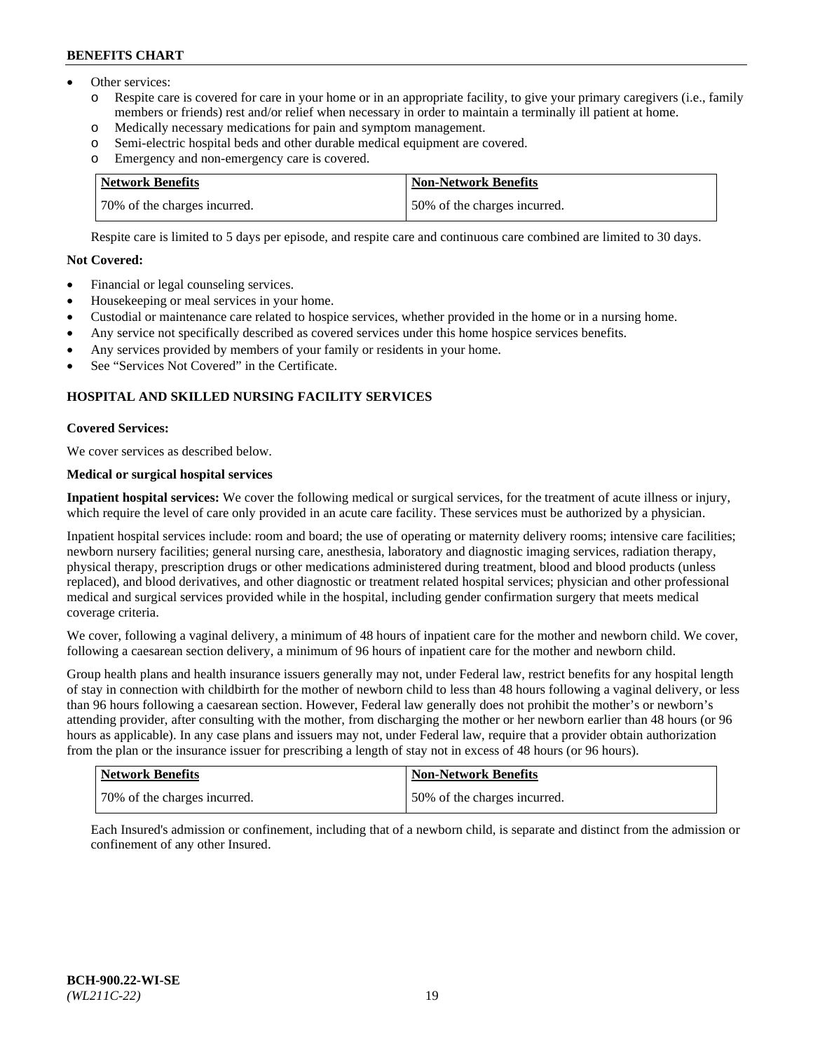- Other services:
  - Respite care is covered for care in your home or in an appropriate facility, to give your primary caregivers (i.e., family members or friends) rest and/or relief when necessary in order to maintain a terminally ill patient at home.
  - Medically necessary medications for pain and symptom management.
  - Semi-electric hospital beds and other durable medical equipment are covered.
  - Emergency and non-emergency care is covered.

| Network Benefits | Non-Network Benefits |
|---|---|
| 70% of the charges incurred. | 50% of the charges incurred. |

Respite care is limited to 5 days per episode, and respite care and continuous care combined are limited to 30 days.

**Not Covered:**

- Financial or legal counseling services.
- Housekeeping or meal services in your home.
- Custodial or maintenance care related to hospice services, whether provided in the home or in a nursing home.
- Any service not specifically described as covered services under this home hospice services benefits.
- Any services provided by members of your family or residents in your home.
- See "Services Not Covered" in the Certificate.

### HOSPITAL AND SKILLED NURSING FACILITY SERVICES

**Covered Services:**

We cover services as described below.

**Medical or surgical hospital services**

**Inpatient hospital services:** We cover the following medical or surgical services, for the treatment of acute illness or injury, which require the level of care only provided in an acute care facility. These services must be authorized by a physician.

Inpatient hospital services include: room and board; the use of operating or maternity delivery rooms; intensive care facilities; newborn nursery facilities; general nursing care, anesthesia, laboratory and diagnostic imaging services, radiation therapy, physical therapy, prescription drugs or other medications administered during treatment, blood and blood products (unless replaced), and blood derivatives, and other diagnostic or treatment related hospital services; physician and other professional medical and surgical services provided while in the hospital, including gender confirmation surgery that meets medical coverage criteria.

We cover, following a vaginal delivery, a minimum of 48 hours of inpatient care for the mother and newborn child. We cover, following a caesarean section delivery, a minimum of 96 hours of inpatient care for the mother and newborn child.

Group health plans and health insurance issuers generally may not, under Federal law, restrict benefits for any hospital length of stay in connection with childbirth for the mother of newborn child to less than 48 hours following a vaginal delivery, or less than 96 hours following a caesarean section. However, Federal law generally does not prohibit the mother's or newborn's attending provider, after consulting with the mother, from discharging the mother or her newborn earlier than 48 hours (or 96 hours as applicable). In any case plans and issuers may not, under Federal law, require that a provider obtain authorization from the plan or the insurance issuer for prescribing a length of stay not in excess of 48 hours (or 96 hours).

| Network Benefits | Non-Network Benefits |
|---|---|
| 70% of the charges incurred. | 50% of the charges incurred. |

Each Insured's admission or confinement, including that of a newborn child, is separate and distinct from the admission or confinement of any other Insured.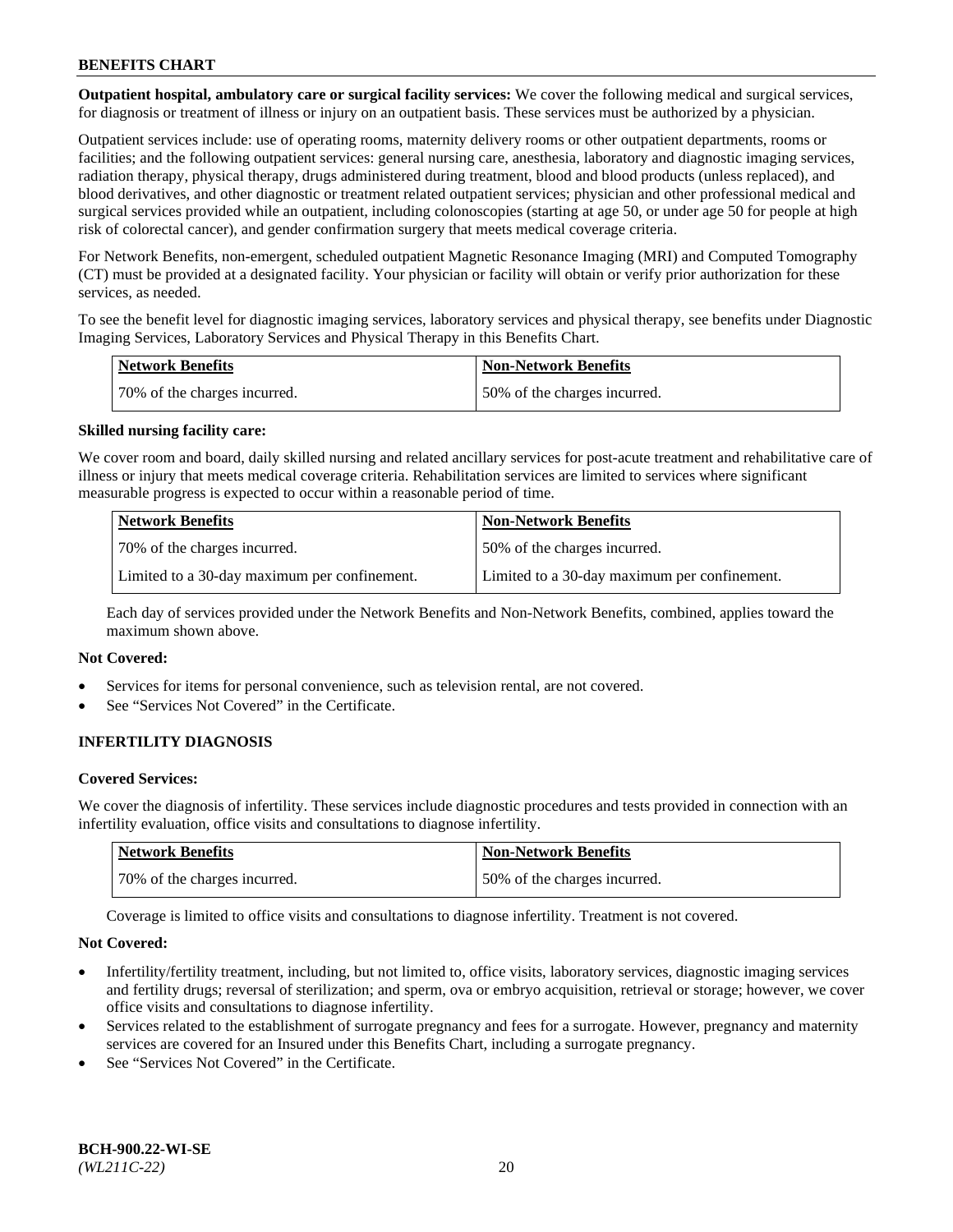**Outpatient hospital, ambulatory care or surgical facility services:** We cover the following medical and surgical services, for diagnosis or treatment of illness or injury on an outpatient basis. These services must be authorized by a physician.

Outpatient services include: use of operating rooms, maternity delivery rooms or other outpatient departments, rooms or facilities; and the following outpatient services: general nursing care, anesthesia, laboratory and diagnostic imaging services, radiation therapy, physical therapy, drugs administered during treatment, blood and blood products (unless replaced), and blood derivatives, and other diagnostic or treatment related outpatient services; physician and other professional medical and surgical services provided while an outpatient, including colonoscopies (starting at age 50, or under age 50 for people at high risk of colorectal cancer), and gender confirmation surgery that meets medical coverage criteria.

For Network Benefits, non-emergent, scheduled outpatient Magnetic Resonance Imaging (MRI) and Computed Tomography (CT) must be provided at a designated facility. Your physician or facility will obtain or verify prior authorization for these services, as needed.

To see the benefit level for diagnostic imaging services, laboratory services and physical therapy, see benefits under Diagnostic Imaging Services, Laboratory Services and Physical Therapy in this Benefits Chart.

| Network Benefits | Non-Network Benefits |
|---|---|
| 70% of the charges incurred. | 50% of the charges incurred. |

**Skilled nursing facility care:**

We cover room and board, daily skilled nursing and related ancillary services for post-acute treatment and rehabilitative care of illness or injury that meets medical coverage criteria. Rehabilitation services are limited to services where significant measurable progress is expected to occur within a reasonable period of time.

| Network Benefits | Non-Network Benefits |
|---|---|
| 70% of the charges incurred. | 50% of the charges incurred. |
| Limited to a 30-day maximum per confinement. | Limited to a 30-day maximum per confinement. |

Each day of services provided under the Network Benefits and Non-Network Benefits, combined, applies toward the maximum shown above.

**Not Covered:**

- Services for items for personal convenience, such as television rental, are not covered.
- See "Services Not Covered" in the Certificate.

## INFERTILITY DIAGNOSIS

**Covered Services:**

We cover the diagnosis of infertility. These services include diagnostic procedures and tests provided in connection with an infertility evaluation, office visits and consultations to diagnose infertility.

| Network Benefits | Non-Network Benefits |
|---|---|
| 70% of the charges incurred. | 50% of the charges incurred. |

Coverage is limited to office visits and consultations to diagnose infertility. Treatment is not covered.

**Not Covered:**

- Infertility/fertility treatment, including, but not limited to, office visits, laboratory services, diagnostic imaging services and fertility drugs; reversal of sterilization; and sperm, ova or embryo acquisition, retrieval or storage; however, we cover office visits and consultations to diagnose infertility.
- Services related to the establishment of surrogate pregnancy and fees for a surrogate. However, pregnancy and maternity services are covered for an Insured under this Benefits Chart, including a surrogate pregnancy.
- See "Services Not Covered" in the Certificate.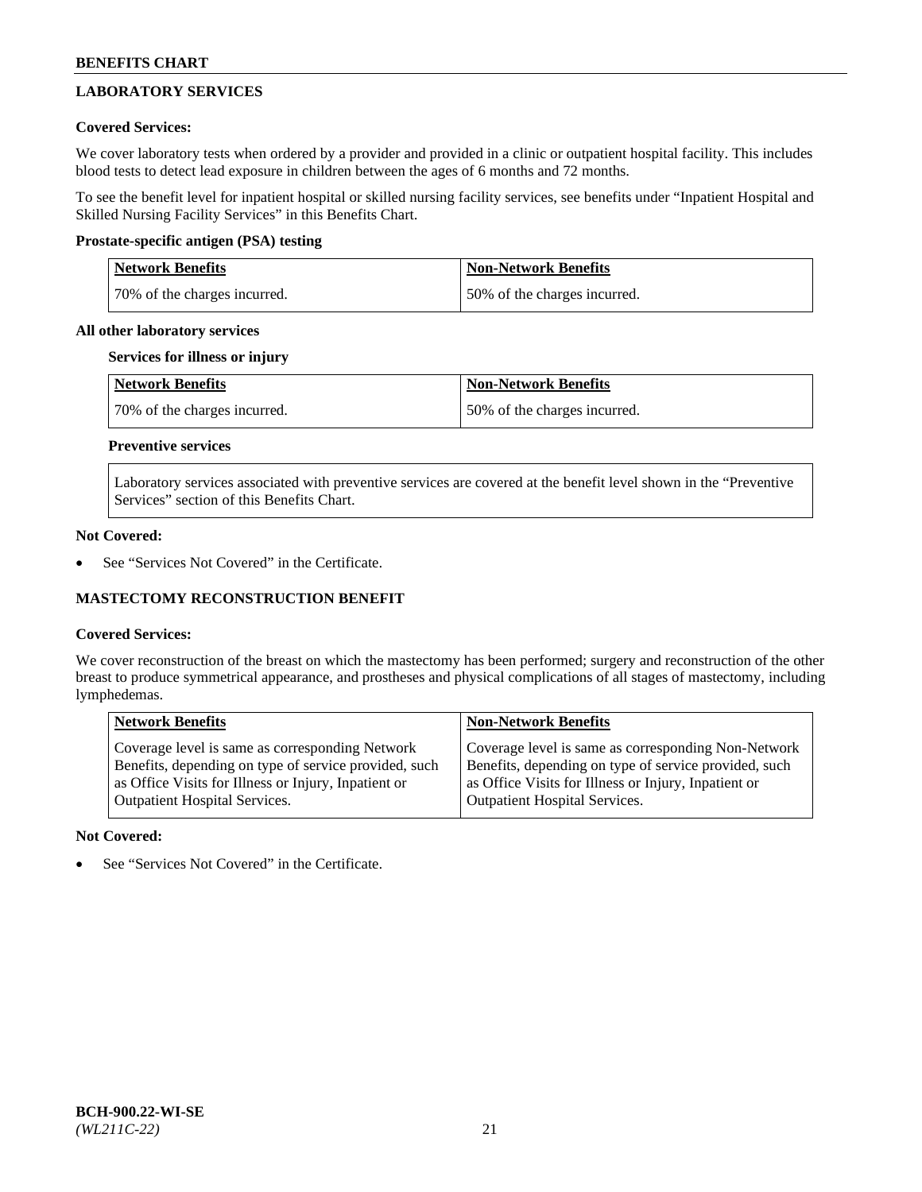## LABORATORY SERVICES

**Covered Services:**

We cover laboratory tests when ordered by a provider and provided in a clinic or outpatient hospital facility. This includes blood tests to detect lead exposure in children between the ages of 6 months and 72 months.

To see the benefit level for inpatient hospital or skilled nursing facility services, see benefits under "Inpatient Hospital and Skilled Nursing Facility Services" in this Benefits Chart.

**Prostate-specific antigen (PSA) testing**

| Network Benefits | Non-Network Benefits |
| --- | --- |
| 70% of the charges incurred. | 50% of the charges incurred. |

**All other laboratory services**

**Services for illness or injury**

| Network Benefits | Non-Network Benefits |
| --- | --- |
| 70% of the charges incurred. | 50% of the charges incurred. |

**Preventive services**

Laboratory services associated with preventive services are covered at the benefit level shown in the "Preventive Services" section of this Benefits Chart.

**Not Covered:**

- See "Services Not Covered" in the Certificate.

## MASTECTOMY RECONSTRUCTION BENEFIT

**Covered Services:**

We cover reconstruction of the breast on which the mastectomy has been performed; surgery and reconstruction of the other breast to produce symmetrical appearance, and prostheses and physical complications of all stages of mastectomy, including lymphedemas.

| Network Benefits | Non-Network Benefits |
| --- | --- |
| Coverage level is same as corresponding Network Benefits, depending on type of service provided, such as Office Visits for Illness or Injury, Inpatient or Outpatient Hospital Services. | Coverage level is same as corresponding Non-Network Benefits, depending on type of service provided, such as Office Visits for Illness or Injury, Inpatient or Outpatient Hospital Services. |

**Not Covered:**

- See "Services Not Covered" in the Certificate.

BCH-900.22-WI-SE
*(WL211C-22)*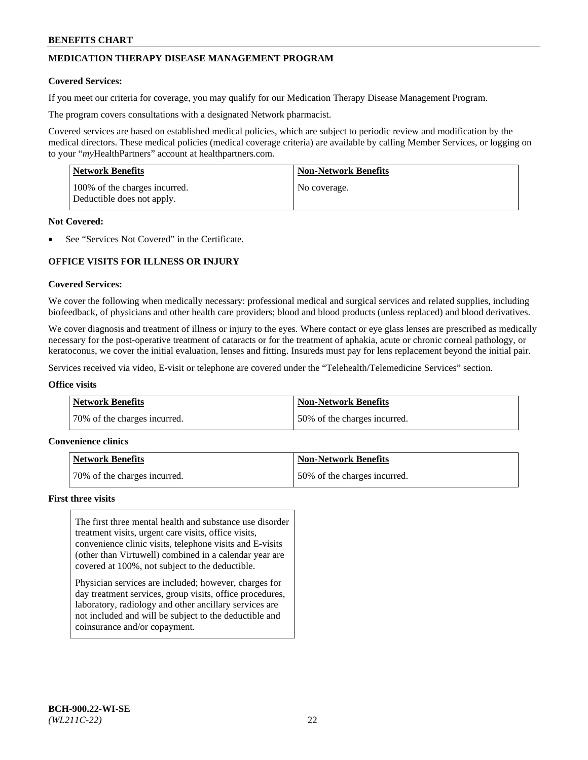## MEDICATION THERAPY DISEASE MANAGEMENT PROGRAM

**Covered Services:**

If you meet our criteria for coverage, you may qualify for our Medication Therapy Disease Management Program.

The program covers consultations with a designated Network pharmacist.

Covered services are based on established medical policies, which are subject to periodic review and modification by the medical directors. These medical policies (medical coverage criteria) are available by calling Member Services, or logging on to your "*my*HealthPartners" account at healthpartners.com.

| Network Benefits | Non-Network Benefits |
|---|---|
| 100% of the charges incurred. Deductible does not apply. | No coverage. |

**Not Covered:**

- See "Services Not Covered" in the Certificate.

## OFFICE VISITS FOR ILLNESS OR INJURY

**Covered Services:**

We cover the following when medically necessary: professional medical and surgical services and related supplies, including biofeedback, of physicians and other health care providers; blood and blood products (unless replaced) and blood derivatives.

We cover diagnosis and treatment of illness or injury to the eyes. Where contact or eye glass lenses are prescribed as medically necessary for the post-operative treatment of cataracts or for the treatment of aphakia, acute or chronic corneal pathology, or keratoconus, we cover the initial evaluation, lenses and fitting. Insureds must pay for lens replacement beyond the initial pair.

Services received via video, E-visit or telephone are covered under the "Telehealth/Telemedicine Services" section.

**Office visits**

| Network Benefits | Non-Network Benefits |
|---|---|
| 70% of the charges incurred. | 50% of the charges incurred. |

**Convenience clinics**

| Network Benefits | Non-Network Benefits |
|---|---|
| 70% of the charges incurred. | 50% of the charges incurred. |

**First three visits**

The first three mental health and substance use disorder treatment visits, urgent care visits, office visits, convenience clinic visits, telephone visits and E-visits (other than Virtuwell) combined in a calendar year are covered at 100%, not subject to the deductible.

Physician services are included; however, charges for day treatment services, group visits, office procedures, laboratory, radiology and other ancillary services are not included and will be subject to the deductible and coinsurance and/or copayment.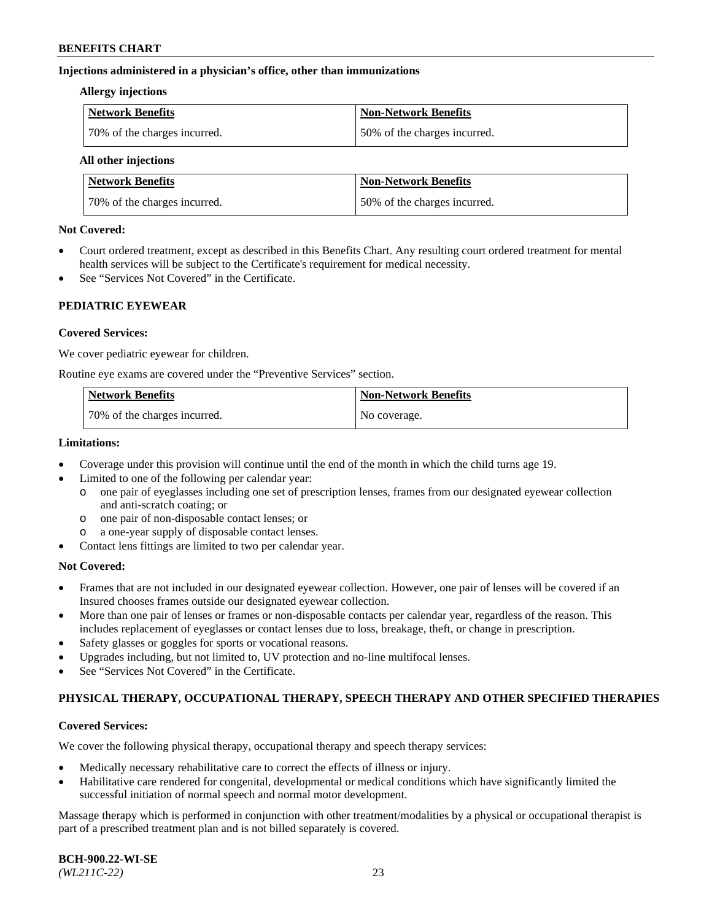**Injections administered in a physician's office, other than immunizations**

**Allergy injections**

| Network Benefits | Non-Network Benefits |
|---|---|
| 70% of the charges incurred. | 50% of the charges incurred. |

**All other injections**

| Network Benefits | Non-Network Benefits |
|---|---|
| 70% of the charges incurred. | 50% of the charges incurred. |

**Not Covered:**

- Court ordered treatment, except as described in this Benefits Chart. Any resulting court ordered treatment for mental health services will be subject to the Certificate's requirement for medical necessity.
- See "Services Not Covered" in the Certificate.

## PEDIATRIC EYEWEAR

**Covered Services:**

We cover pediatric eyewear for children.

Routine eye exams are covered under the "Preventive Services" section.

| Network Benefits | Non-Network Benefits |
|---|---|
| 70% of the charges incurred. | No coverage. |

**Limitations:**

- Coverage under this provision will continue until the end of the month in which the child turns age 19.
- Limited to one of the following per calendar year:
  - o one pair of eyeglasses including one set of prescription lenses, frames from our designated eyewear collection and anti-scratch coating; or
  - o one pair of non-disposable contact lenses; or
  - o a one-year supply of disposable contact lenses.
- Contact lens fittings are limited to two per calendar year.

**Not Covered:**

- Frames that are not included in our designated eyewear collection. However, one pair of lenses will be covered if an Insured chooses frames outside our designated eyewear collection.
- More than one pair of lenses or frames or non-disposable contacts per calendar year, regardless of the reason. This includes replacement of eyeglasses or contact lenses due to loss, breakage, theft, or change in prescription.
- Safety glasses or goggles for sports or vocational reasons.
- Upgrades including, but not limited to, UV protection and no-line multifocal lenses.
- See "Services Not Covered" in the Certificate.

## PHYSICAL THERAPY, OCCUPATIONAL THERAPY, SPEECH THERAPY AND OTHER SPECIFIED THERAPIES

**Covered Services:**

We cover the following physical therapy, occupational therapy and speech therapy services:

- Medically necessary rehabilitative care to correct the effects of illness or injury.
- Habilitative care rendered for congenital, developmental or medical conditions which have significantly limited the successful initiation of normal speech and normal motor development.

Massage therapy which is performed in conjunction with other treatment/modalities by a physical or occupational therapist is part of a prescribed treatment plan and is not billed separately is covered.

**BCH-900.22-WI-SE**
*(WL211C-22)*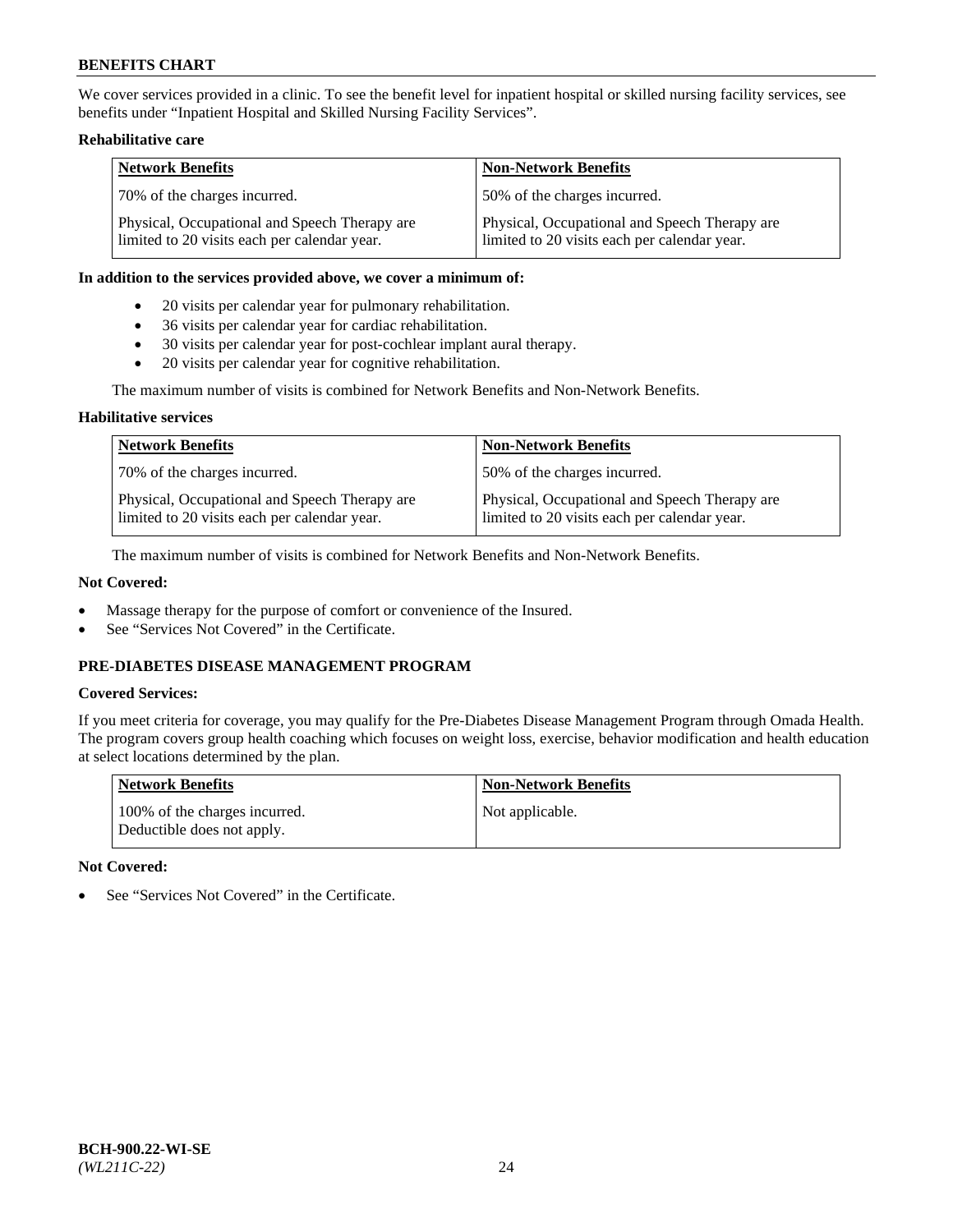We cover services provided in a clinic. To see the benefit level for inpatient hospital or skilled nursing facility services, see benefits under "Inpatient Hospital and Skilled Nursing Facility Services".

**Rehabilitative care**

| Network Benefits | Non-Network Benefits |
|---|---|
| 70% of the charges incurred. | 50% of the charges incurred. |
| Physical, Occupational and Speech Therapy are limited to 20 visits each per calendar year. | Physical, Occupational and Speech Therapy are limited to 20 visits each per calendar year. |

**In addition to the services provided above, we cover a minimum of:**

- 20 visits per calendar year for pulmonary rehabilitation.
- 36 visits per calendar year for cardiac rehabilitation.
- 30 visits per calendar year for post-cochlear implant aural therapy.
- 20 visits per calendar year for cognitive rehabilitation.

The maximum number of visits is combined for Network Benefits and Non-Network Benefits.

**Habilitative services**

| Network Benefits | Non-Network Benefits |
|---|---|
| 70% of the charges incurred. | 50% of the charges incurred. |
| Physical, Occupational and Speech Therapy are limited to 20 visits each per calendar year. | Physical, Occupational and Speech Therapy are limited to 20 visits each per calendar year. |

The maximum number of visits is combined for Network Benefits and Non-Network Benefits.

**Not Covered:**

- Massage therapy for the purpose of comfort or convenience of the Insured.
- See "Services Not Covered" in the Certificate.

## PRE-DIABETES DISEASE MANAGEMENT PROGRAM

**Covered Services:**

If you meet criteria for coverage, you may qualify for the Pre-Diabetes Disease Management Program through Omada Health. The program covers group health coaching which focuses on weight loss, exercise, behavior modification and health education at select locations determined by the plan.

| Network Benefits | Non-Network Benefits |
|---|---|
| 100% of the charges incurred. Deductible does not apply. | Not applicable. |

**Not Covered:**

- See "Services Not Covered" in the Certificate.

BCH-900.22-WI-SE
*(WL211C-22)*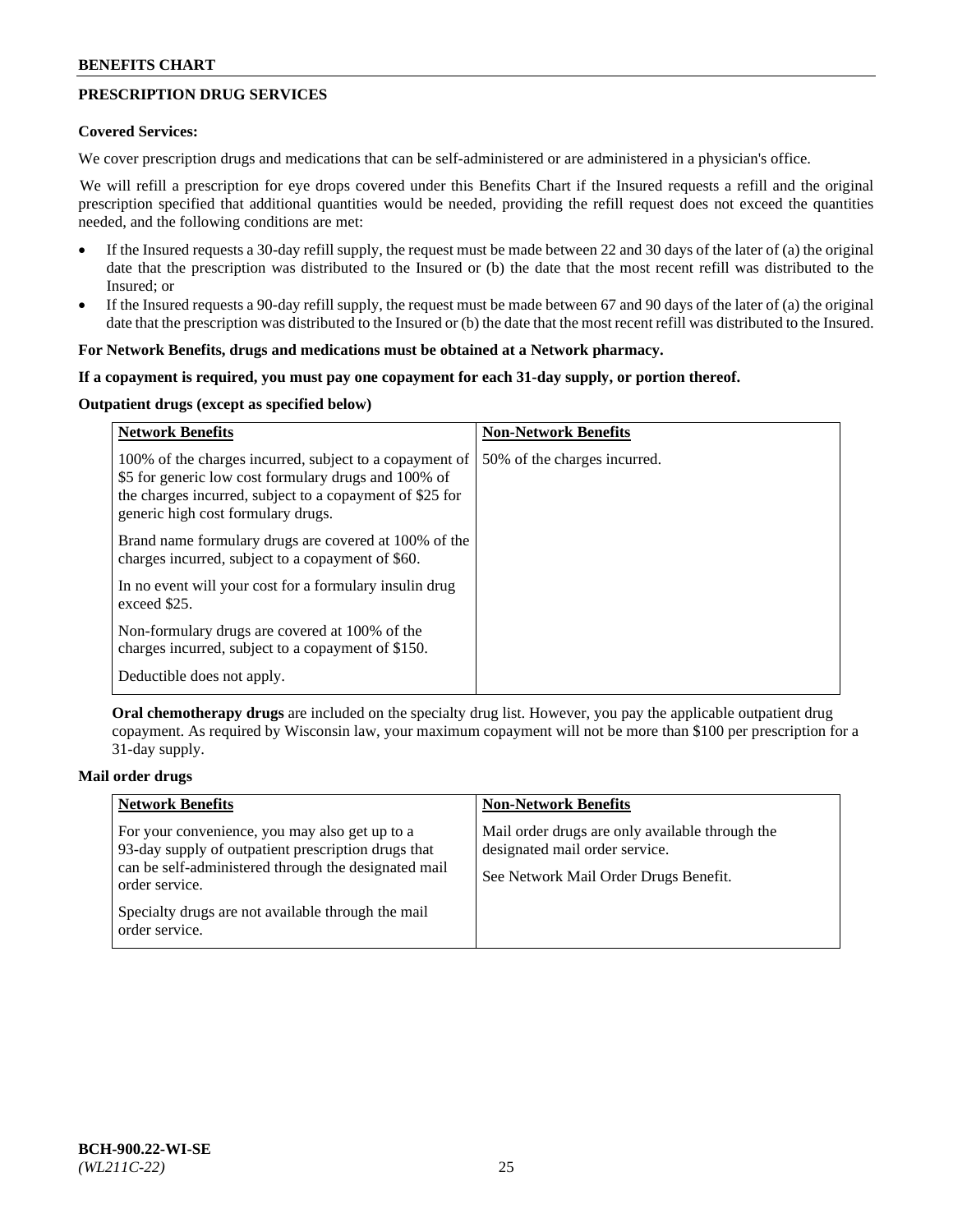## PRESCRIPTION DRUG SERVICES

**Covered Services:**

We cover prescription drugs and medications that can be self-administered or are administered in a physician's office.

We will refill a prescription for eye drops covered under this Benefits Chart if the Insured requests a refill and the original prescription specified that additional quantities would be needed, providing the refill request does not exceed the quantities needed, and the following conditions are met:

- If the Insured requests a 30-day refill supply, the request must be made between 22 and 30 days of the later of (a) the original date that the prescription was distributed to the Insured or (b) the date that the most recent refill was distributed to the Insured; or
- If the Insured requests a 90-day refill supply, the request must be made between 67 and 90 days of the later of (a) the original date that the prescription was distributed to the Insured or (b) the date that the most recent refill was distributed to the Insured.

**For Network Benefits, drugs and medications must be obtained at a Network pharmacy.**

**If a copayment is required, you must pay one copayment for each 31-day supply, or portion thereof.**

**Outpatient drugs (except as specified below)**

| Network Benefits | Non-Network Benefits |
|---|---|
| 100% of the charges incurred, subject to a copayment of \$5 for generic low cost formulary drugs and 100% of the charges incurred, subject to a copayment of \$25 for generic high cost formulary drugs.<br><br>Brand name formulary drugs are covered at 100% of the charges incurred, subject to a copayment of \$60.<br><br>In no event will your cost for a formulary insulin drug exceed \$25.<br><br>Non-formulary drugs are covered at 100% of the charges incurred, subject to a copayment of \$150.<br><br>Deductible does not apply. | 50% of the charges incurred. |

**Oral chemotherapy drugs** are included on the specialty drug list. However, you pay the applicable outpatient drug copayment. As required by Wisconsin law, your maximum copayment will not be more than \$100 per prescription for a 31-day supply.

**Mail order drugs**

| Network Benefits | Non-Network Benefits |
|---|---|
| For your convenience, you may also get up to a 93-day supply of outpatient prescription drugs that can be self-administered through the designated mail order service.<br><br>Specialty drugs are not available through the mail order service. | Mail order drugs are only available through the designated mail order service.<br><br>See Network Mail Order Drugs Benefit. |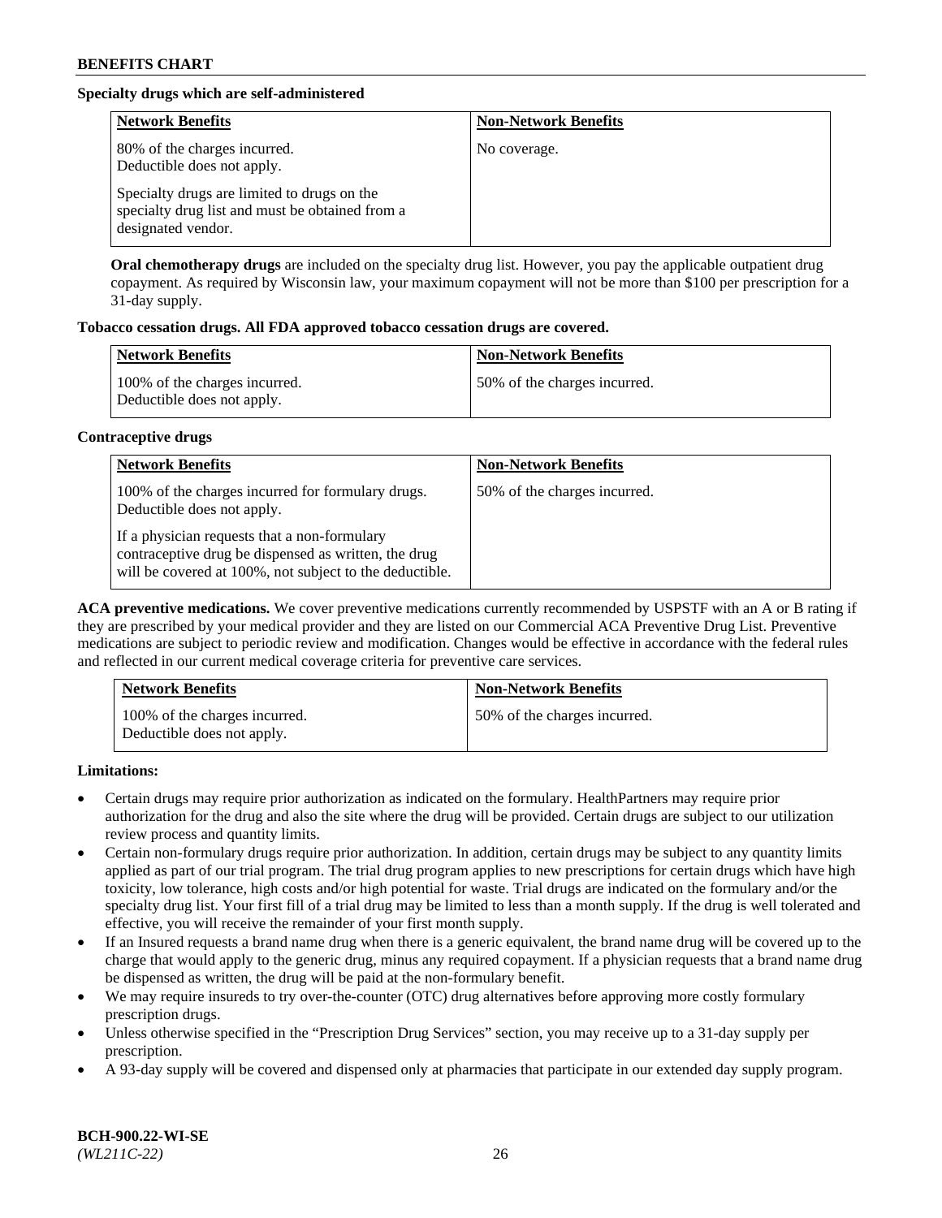**Specialty drugs which are self-administered**

| Network Benefits | Non-Network Benefits |
|---|---|
| 80% of the charges incurred. Deductible does not apply.<br><br>Specialty drugs are limited to drugs on the specialty drug list and must be obtained from a designated vendor. | No coverage. |

**Oral chemotherapy drugs** are included on the specialty drug list. However, you pay the applicable outpatient drug copayment. As required by Wisconsin law, your maximum copayment will not be more than $100 per prescription for a 31-day supply.

**Tobacco cessation drugs. All FDA approved tobacco cessation drugs are covered.**

| Network Benefits | Non-Network Benefits |
|---|---|
| 100% of the charges incurred. Deductible does not apply. | 50% of the charges incurred. |

**Contraceptive drugs**

| Network Benefits | Non-Network Benefits |
|---|---|
| 100% of the charges incurred for formulary drugs. Deductible does not apply.<br><br>If a physician requests that a non-formulary contraceptive drug be dispensed as written, the drug will be covered at 100%, not subject to the deductible. | 50% of the charges incurred. |

**ACA preventive medications.** We cover preventive medications currently recommended by USPSTF with an A or B rating if they are prescribed by your medical provider and they are listed on our Commercial ACA Preventive Drug List. Preventive medications are subject to periodic review and modification. Changes would be effective in accordance with the federal rules and reflected in our current medical coverage criteria for preventive care services.

| Network Benefits | Non-Network Benefits |
|---|---|
| 100% of the charges incurred. Deductible does not apply. | 50% of the charges incurred. |

**Limitations:**

- Certain drugs may require prior authorization as indicated on the formulary. HealthPartners may require prior authorization for the drug and also the site where the drug will be provided. Certain drugs are subject to our utilization review process and quantity limits.
- Certain non-formulary drugs require prior authorization. In addition, certain drugs may be subject to any quantity limits applied as part of our trial program. The trial drug program applies to new prescriptions for certain drugs which have high toxicity, low tolerance, high costs and/or high potential for waste. Trial drugs are indicated on the formulary and/or the specialty drug list. Your first fill of a trial drug may be limited to less than a month supply. If the drug is well tolerated and effective, you will receive the remainder of your first month supply.
- If an Insured requests a brand name drug when there is a generic equivalent, the brand name drug will be covered up to the charge that would apply to the generic drug, minus any required copayment. If a physician requests that a brand name drug be dispensed as written, the drug will be paid at the non-formulary benefit.
- We may require insureds to try over-the-counter (OTC) drug alternatives before approving more costly formulary prescription drugs.
- Unless otherwise specified in the "Prescription Drug Services" section, you may receive up to a 31-day supply per prescription.
- A 93-day supply will be covered and dispensed only at pharmacies that participate in our extended day supply program.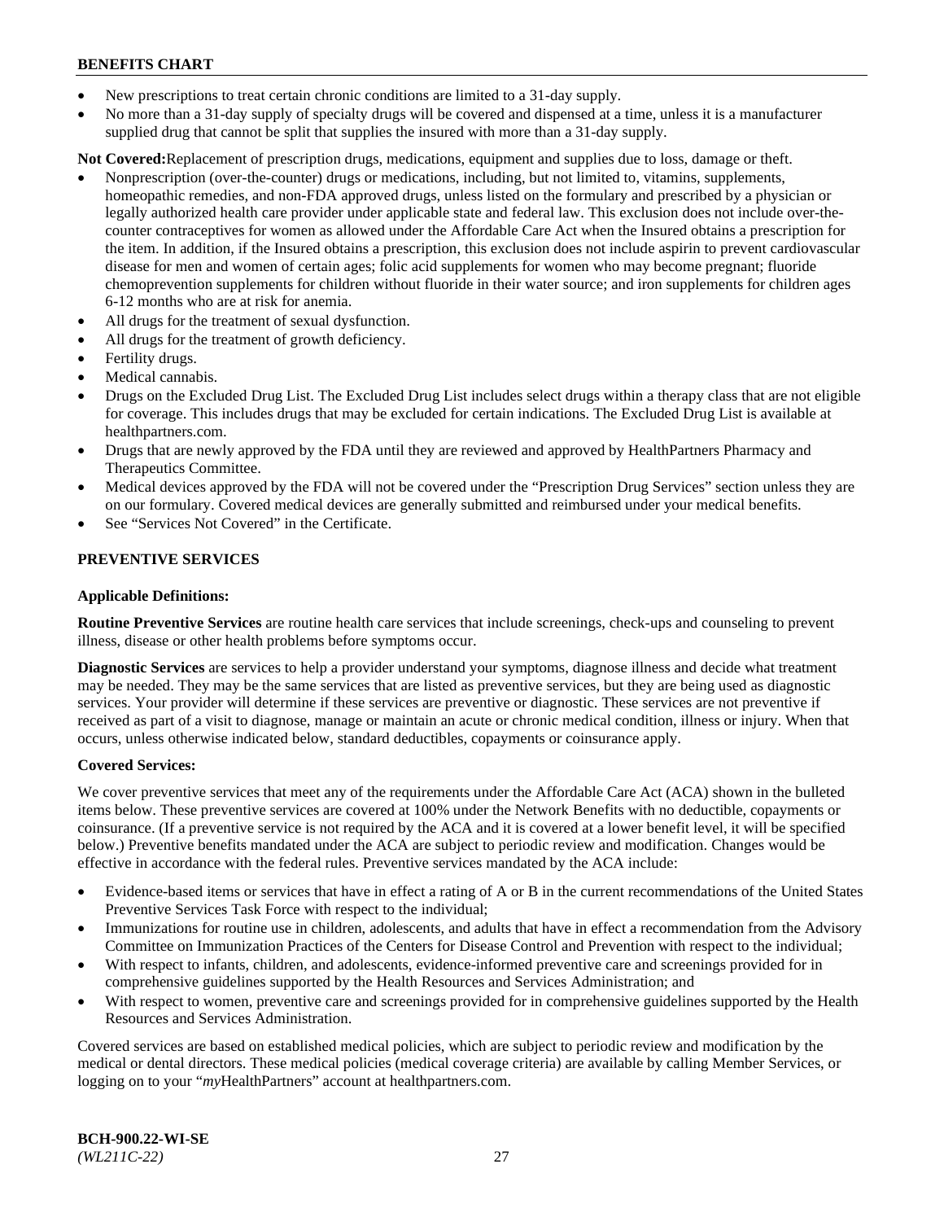- New prescriptions to treat certain chronic conditions are limited to a 31-day supply.
- No more than a 31-day supply of specialty drugs will be covered and dispensed at a time, unless it is a manufacturer supplied drug that cannot be split that supplies the insured with more than a 31-day supply.

**Not Covered:** Replacement of prescription drugs, medications, equipment and supplies due to loss, damage or theft.

- Nonprescription (over-the-counter) drugs or medications, including, but not limited to, vitamins, supplements, homeopathic remedies, and non-FDA approved drugs, unless listed on the formulary and prescribed by a physician or legally authorized health care provider under applicable state and federal law. This exclusion does not include over-the-counter contraceptives for women as allowed under the Affordable Care Act when the Insured obtains a prescription for the item. In addition, if the Insured obtains a prescription, this exclusion does not include aspirin to prevent cardiovascular disease for men and women of certain ages; folic acid supplements for women who may become pregnant; fluoride chemoprevention supplements for children without fluoride in their water source; and iron supplements for children ages 6-12 months who are at risk for anemia.
- All drugs for the treatment of sexual dysfunction.
- All drugs for the treatment of growth deficiency.
- Fertility drugs.
- Medical cannabis.
- Drugs on the Excluded Drug List. The Excluded Drug List includes select drugs within a therapy class that are not eligible for coverage. This includes drugs that may be excluded for certain indications. The Excluded Drug List is available at healthpartners.com.
- Drugs that are newly approved by the FDA until they are reviewed and approved by HealthPartners Pharmacy and Therapeutics Committee.
- Medical devices approved by the FDA will not be covered under the "Prescription Drug Services" section unless they are on our formulary. Covered medical devices are generally submitted and reimbursed under your medical benefits.
- See "Services Not Covered" in the Certificate.

## PREVENTIVE SERVICES

### Applicable Definitions:

**Routine Preventive Services** are routine health care services that include screenings, check-ups and counseling to prevent illness, disease or other health problems before symptoms occur.

**Diagnostic Services** are services to help a provider understand your symptoms, diagnose illness and decide what treatment may be needed. They may be the same services that are listed as preventive services, but they are being used as diagnostic services. Your provider will determine if these services are preventive or diagnostic. These services are not preventive if received as part of a visit to diagnose, manage or maintain an acute or chronic medical condition, illness or injury. When that occurs, unless otherwise indicated below, standard deductibles, copayments or coinsurance apply.

### Covered Services:

We cover preventive services that meet any of the requirements under the Affordable Care Act (ACA) shown in the bulleted items below. These preventive services are covered at 100% under the Network Benefits with no deductible, copayments or coinsurance. (If a preventive service is not required by the ACA and it is covered at a lower benefit level, it will be specified below.) Preventive benefits mandated under the ACA are subject to periodic review and modification. Changes would be effective in accordance with the federal rules. Preventive services mandated by the ACA include:

- Evidence-based items or services that have in effect a rating of A or B in the current recommendations of the United States Preventive Services Task Force with respect to the individual;
- Immunizations for routine use in children, adolescents, and adults that have in effect a recommendation from the Advisory Committee on Immunization Practices of the Centers for Disease Control and Prevention with respect to the individual;
- With respect to infants, children, and adolescents, evidence-informed preventive care and screenings provided for in comprehensive guidelines supported by the Health Resources and Services Administration; and
- With respect to women, preventive care and screenings provided for in comprehensive guidelines supported by the Health Resources and Services Administration.

Covered services are based on established medical policies, which are subject to periodic review and modification by the medical or dental directors. These medical policies (medical coverage criteria) are available by calling Member Services, or logging on to your "*my*HealthPartners" account at healthpartners.com.

**BCH-900.22-WI-SE**
*(WL211C-22)*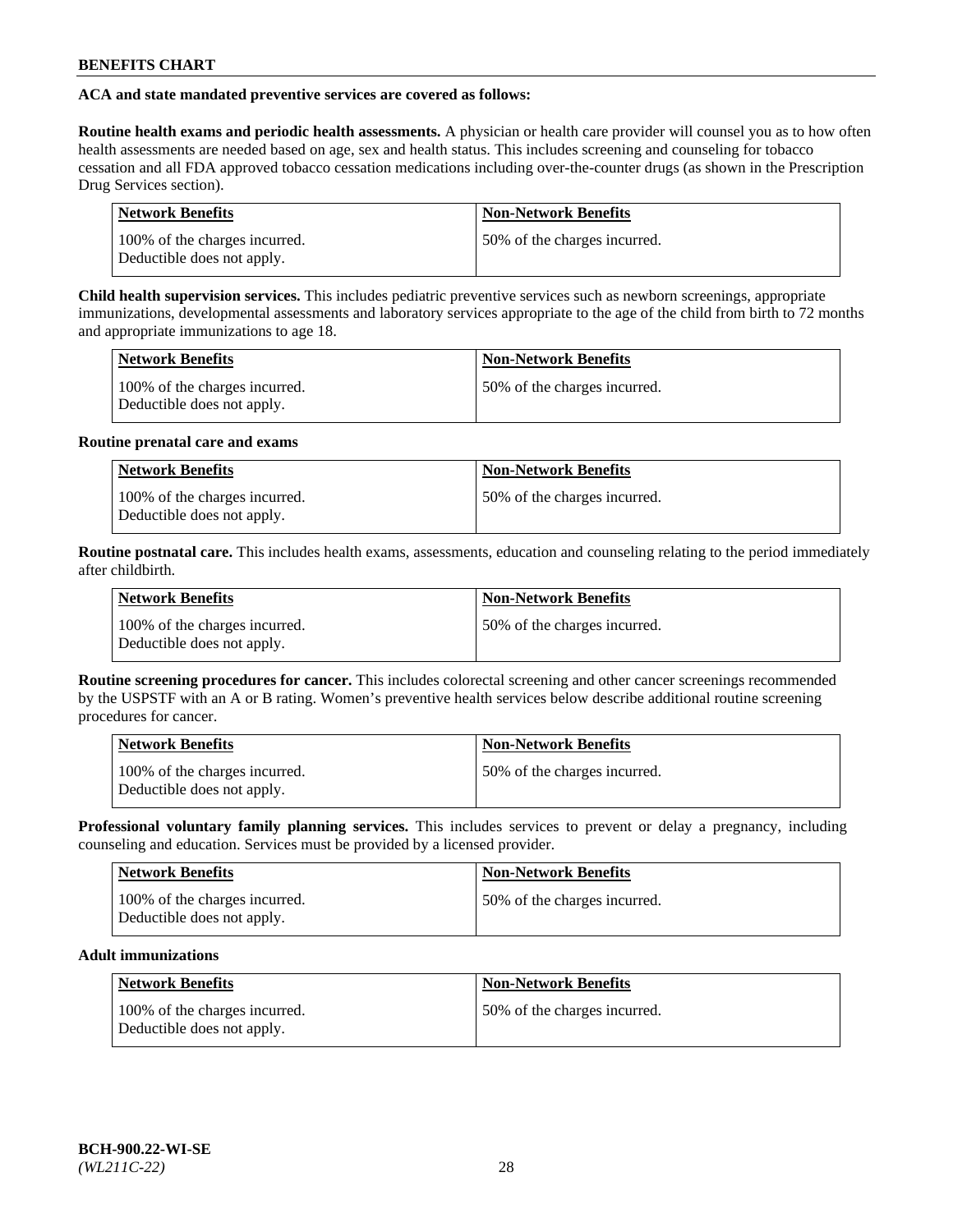**ACA and state mandated preventive services are covered as follows:**

**Routine health exams and periodic health assessments.** A physician or health care provider will counsel you as to how often health assessments are needed based on age, sex and health status. This includes screening and counseling for tobacco cessation and all FDA approved tobacco cessation medications including over-the-counter drugs (as shown in the Prescription Drug Services section).

| Network Benefits | Non-Network Benefits |
| --- | --- |
| 100% of the charges incurred. Deductible does not apply. | 50% of the charges incurred. |

**Child health supervision services.** This includes pediatric preventive services such as newborn screenings, appropriate immunizations, developmental assessments and laboratory services appropriate to the age of the child from birth to 72 months and appropriate immunizations to age 18.

| Network Benefits | Non-Network Benefits |
| --- | --- |
| 100% of the charges incurred. Deductible does not apply. | 50% of the charges incurred. |

**Routine prenatal care and exams**

| Network Benefits | Non-Network Benefits |
| --- | --- |
| 100% of the charges incurred. Deductible does not apply. | 50% of the charges incurred. |

**Routine postnatal care.** This includes health exams, assessments, education and counseling relating to the period immediately after childbirth.

| Network Benefits | Non-Network Benefits |
| --- | --- |
| 100% of the charges incurred. Deductible does not apply. | 50% of the charges incurred. |

**Routine screening procedures for cancer.** This includes colorectal screening and other cancer screenings recommended by the USPSTF with an A or B rating. Women's preventive health services below describe additional routine screening procedures for cancer.

| Network Benefits | Non-Network Benefits |
| --- | --- |
| 100% of the charges incurred. Deductible does not apply. | 50% of the charges incurred. |

**Professional voluntary family planning services.** This includes services to prevent or delay a pregnancy, including counseling and education. Services must be provided by a licensed provider.

| Network Benefits | Non-Network Benefits |
| --- | --- |
| 100% of the charges incurred. Deductible does not apply. | 50% of the charges incurred. |

**Adult immunizations**

| Network Benefits | Non-Network Benefits |
| --- | --- |
| 100% of the charges incurred. Deductible does not apply. | 50% of the charges incurred. |

**BCH-900.22-WI-SE**
*(WL211C-22)*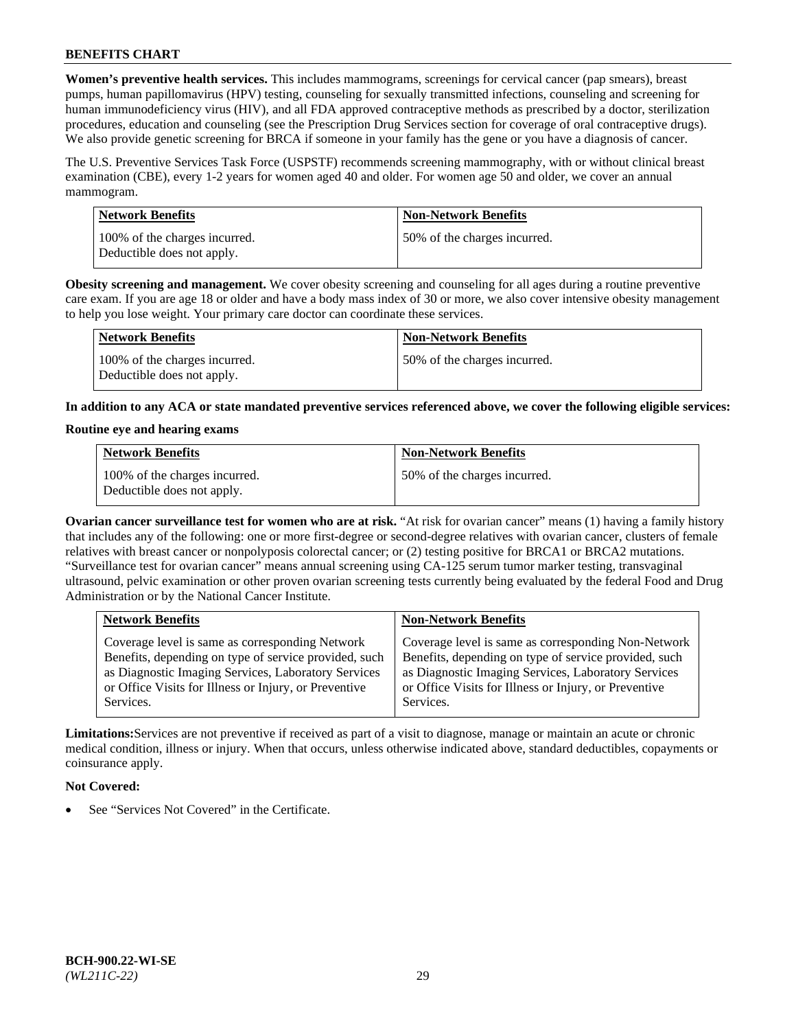**Women's preventive health services.** This includes mammograms, screenings for cervical cancer (pap smears), breast pumps, human papillomavirus (HPV) testing, counseling for sexually transmitted infections, counseling and screening for human immunodeficiency virus (HIV), and all FDA approved contraceptive methods as prescribed by a doctor, sterilization procedures, education and counseling (see the Prescription Drug Services section for coverage of oral contraceptive drugs). We also provide genetic screening for BRCA if someone in your family has the gene or you have a diagnosis of cancer.

The U.S. Preventive Services Task Force (USPSTF) recommends screening mammography, with or without clinical breast examination (CBE), every 1-2 years for women aged 40 and older. For women age 50 and older, we cover an annual mammogram.

| Network Benefits | Non-Network Benefits |
| --- | --- |
| 100% of the charges incurred. Deductible does not apply. | 50% of the charges incurred. |

**Obesity screening and management.** We cover obesity screening and counseling for all ages during a routine preventive care exam. If you are age 18 or older and have a body mass index of 30 or more, we also cover intensive obesity management to help you lose weight. Your primary care doctor can coordinate these services.

| Network Benefits | Non-Network Benefits |
| --- | --- |
| 100% of the charges incurred. Deductible does not apply. | 50% of the charges incurred. |

**In addition to any ACA or state mandated preventive services referenced above, we cover the following eligible services:**

**Routine eye and hearing exams**

| Network Benefits | Non-Network Benefits |
| --- | --- |
| 100% of the charges incurred. Deductible does not apply. | 50% of the charges incurred. |

**Ovarian cancer surveillance test for women who are at risk.** "At risk for ovarian cancer" means (1) having a family history that includes any of the following: one or more first-degree or second-degree relatives with ovarian cancer, clusters of female relatives with breast cancer or nonpolyposis colorectal cancer; or (2) testing positive for BRCA1 or BRCA2 mutations. "Surveillance test for ovarian cancer" means annual screening using CA-125 serum tumor marker testing, transvaginal ultrasound, pelvic examination or other proven ovarian screening tests currently being evaluated by the federal Food and Drug Administration or by the National Cancer Institute.

| Network Benefits | Non-Network Benefits |
| --- | --- |
| Coverage level is same as corresponding Network Benefits, depending on type of service provided, such as Diagnostic Imaging Services, Laboratory Services or Office Visits for Illness or Injury, or Preventive Services. | Coverage level is same as corresponding Non-Network Benefits, depending on type of service provided, such as Diagnostic Imaging Services, Laboratory Services or Office Visits for Illness or Injury, or Preventive Services. |

**Limitations:** Services are not preventive if received as part of a visit to diagnose, manage or maintain an acute or chronic medical condition, illness or injury. When that occurs, unless otherwise indicated above, standard deductibles, copayments or coinsurance apply.

**Not Covered:**

- See "Services Not Covered" in the Certificate.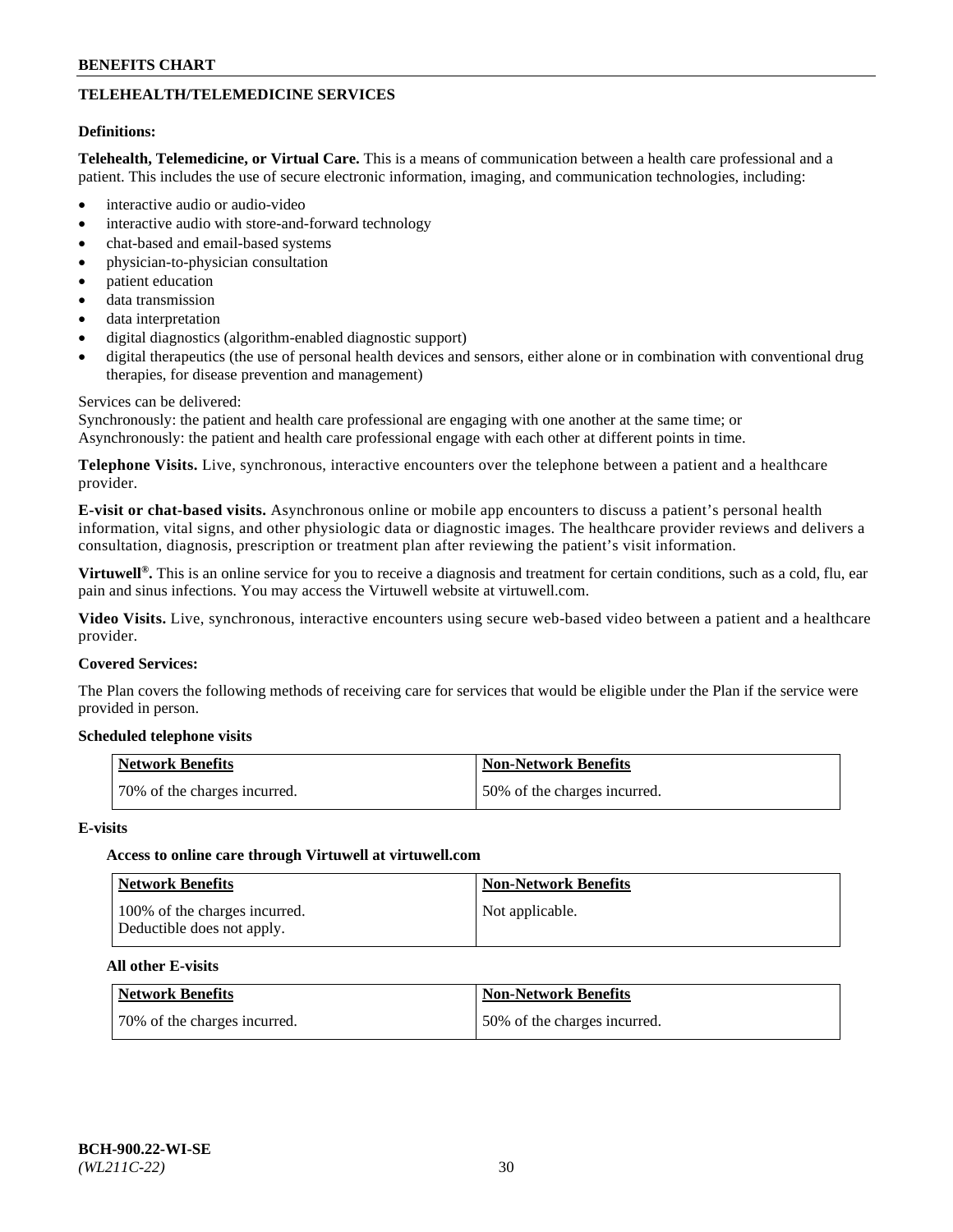## TELEHEALTH/TELEMEDICINE SERVICES

**Definitions:**

**Telehealth, Telemedicine, or Virtual Care.** This is a means of communication between a health care professional and a patient. This includes the use of secure electronic information, imaging, and communication technologies, including:

- interactive audio or audio-video
- interactive audio with store-and-forward technology
- chat-based and email-based systems
- physician-to-physician consultation
- patient education
- data transmission
- data interpretation
- digital diagnostics (algorithm-enabled diagnostic support)
- digital therapeutics (the use of personal health devices and sensors, either alone or in combination with conventional drug therapies, for disease prevention and management)

Services can be delivered:
Synchronously: the patient and health care professional are engaging with one another at the same time; or
Asynchronously: the patient and health care professional engage with each other at different points in time.

**Telephone Visits.** Live, synchronous, interactive encounters over the telephone between a patient and a healthcare provider.

**E-visit or chat-based visits.** Asynchronous online or mobile app encounters to discuss a patient's personal health information, vital signs, and other physiologic data or diagnostic images. The healthcare provider reviews and delivers a consultation, diagnosis, prescription or treatment plan after reviewing the patient's visit information.

**Virtuwell®.** This is an online service for you to receive a diagnosis and treatment for certain conditions, such as a cold, flu, ear pain and sinus infections. You may access the Virtuwell website at virtuwell.com.

**Video Visits.** Live, synchronous, interactive encounters using secure web-based video between a patient and a healthcare provider.

**Covered Services:**

The Plan covers the following methods of receiving care for services that would be eligible under the Plan if the service were provided in person.

**Scheduled telephone visits**

| Network Benefits | Non-Network Benefits |
| --- | --- |
| 70% of the charges incurred. | 50% of the charges incurred. |

**E-visits**

**Access to online care through Virtuwell at virtuwell.com**

| Network Benefits | Non-Network Benefits |
| --- | --- |
| 100% of the charges incurred. Deductible does not apply. | Not applicable. |

**All other E-visits**

| Network Benefits | Non-Network Benefits |
| --- | --- |
| 70% of the charges incurred. | 50% of the charges incurred. |

BCH-900.22-WI-SE
*(WL211C-22)*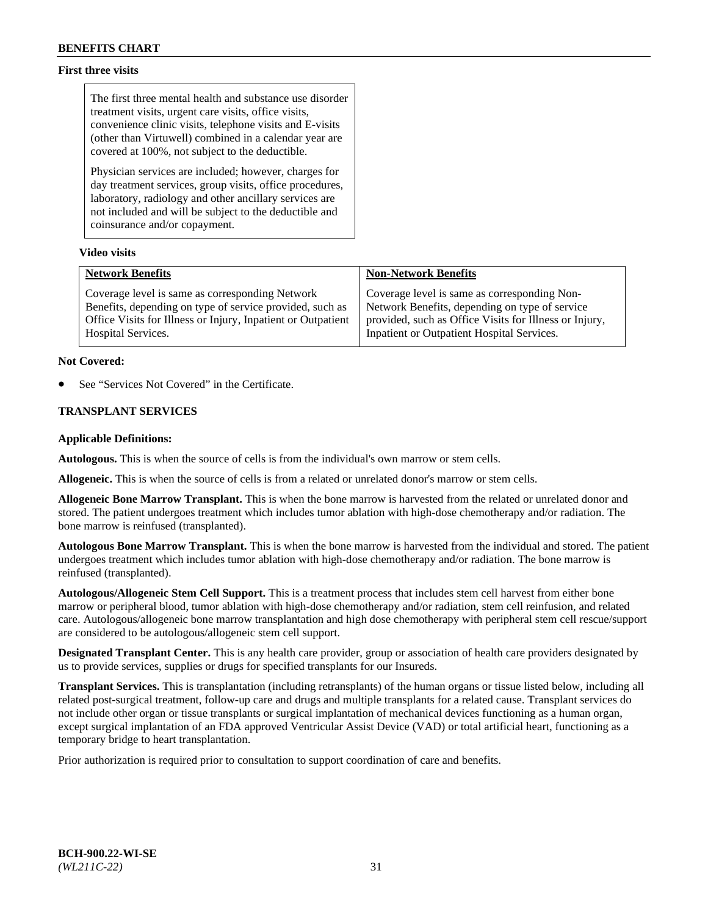**First three visits**

> The first three mental health and substance use disorder treatment visits, urgent care visits, office visits, convenience clinic visits, telephone visits and E-visits (other than Virtuwell) combined in a calendar year are covered at 100%, not subject to the deductible.
>
> Physician services are included; however, charges for day treatment services, group visits, office procedures, laboratory, radiology and other ancillary services are not included and will be subject to the deductible and coinsurance and/or copayment.

**Video visits**

| Network Benefits | Non-Network Benefits |
|---|---|
| Coverage level is same as corresponding Network Benefits, depending on type of service provided, such as Office Visits for Illness or Injury, Inpatient or Outpatient Hospital Services. | Coverage level is same as corresponding Non-Network Benefits, depending on type of service provided, such as Office Visits for Illness or Injury, Inpatient or Outpatient Hospital Services. |

**Not Covered:**

- See "Services Not Covered" in the Certificate.

**TRANSPLANT SERVICES**

**Applicable Definitions:**

**Autologous.** This is when the source of cells is from the individual's own marrow or stem cells.

**Allogeneic.** This is when the source of cells is from a related or unrelated donor's marrow or stem cells.

**Allogeneic Bone Marrow Transplant.** This is when the bone marrow is harvested from the related or unrelated donor and stored. The patient undergoes treatment which includes tumor ablation with high-dose chemotherapy and/or radiation. The bone marrow is reinfused (transplanted).

**Autologous Bone Marrow Transplant.** This is when the bone marrow is harvested from the individual and stored. The patient undergoes treatment which includes tumor ablation with high-dose chemotherapy and/or radiation. The bone marrow is reinfused (transplanted).

**Autologous/Allogeneic Stem Cell Support.** This is a treatment process that includes stem cell harvest from either bone marrow or peripheral blood, tumor ablation with high-dose chemotherapy and/or radiation, stem cell reinfusion, and related care. Autologous/allogeneic bone marrow transplantation and high dose chemotherapy with peripheral stem cell rescue/support are considered to be autologous/allogeneic stem cell support.

**Designated Transplant Center.** This is any health care provider, group or association of health care providers designated by us to provide services, supplies or drugs for specified transplants for our Insureds.

**Transplant Services.** This is transplantation (including retransplants) of the human organs or tissue listed below, including all related post-surgical treatment, follow-up care and drugs and multiple transplants for a related cause. Transplant services do not include other organ or tissue transplants or surgical implantation of mechanical devices functioning as a human organ, except surgical implantation of an FDA approved Ventricular Assist Device (VAD) or total artificial heart, functioning as a temporary bridge to heart transplantation.

Prior authorization is required prior to consultation to support coordination of care and benefits.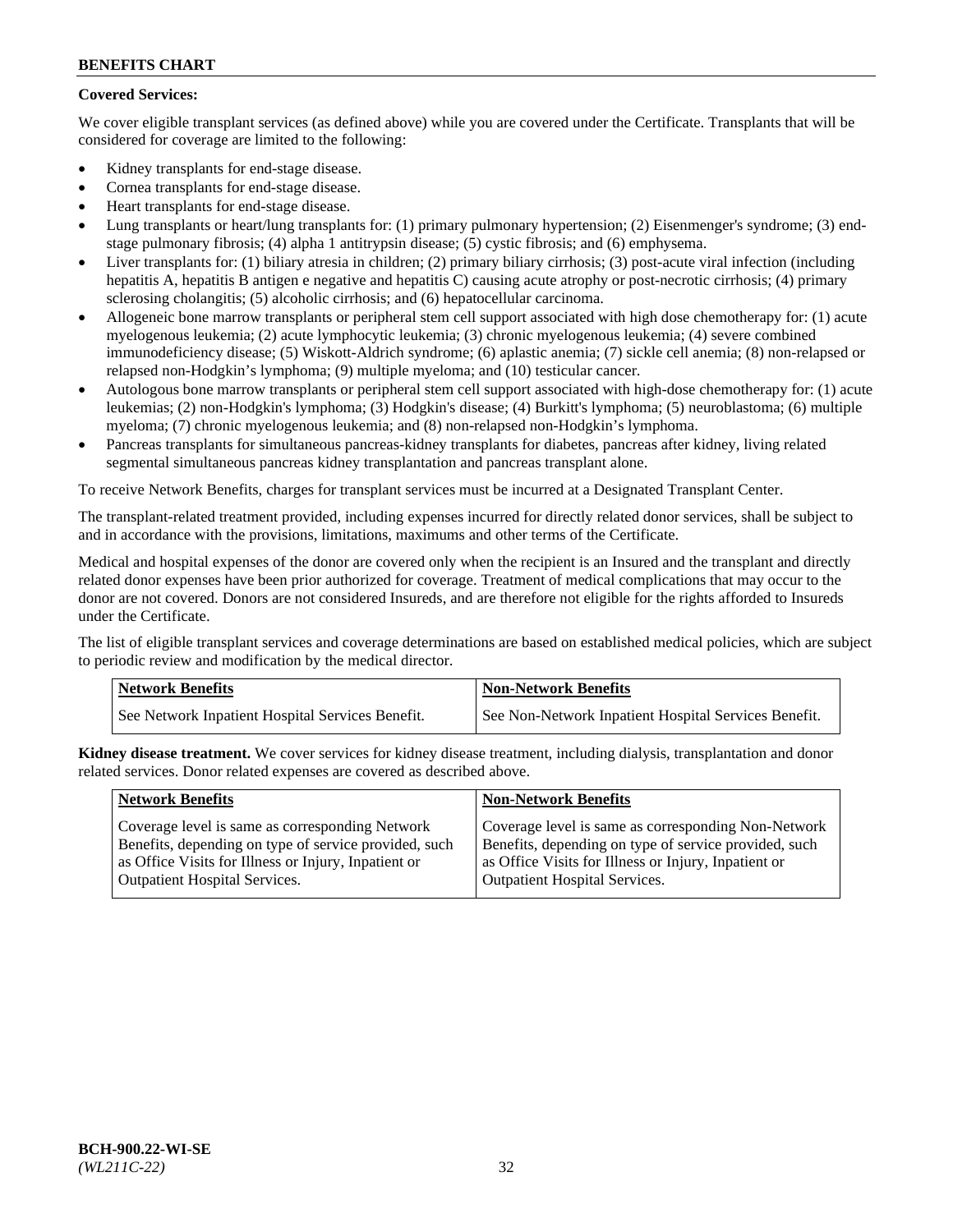**Covered Services:**

We cover eligible transplant services (as defined above) while you are covered under the Certificate. Transplants that will be considered for coverage are limited to the following:

- Kidney transplants for end-stage disease.
- Cornea transplants for end-stage disease.
- Heart transplants for end-stage disease.
- Lung transplants or heart/lung transplants for: (1) primary pulmonary hypertension; (2) Eisenmenger's syndrome; (3) end-stage pulmonary fibrosis; (4) alpha 1 antitrypsin disease; (5) cystic fibrosis; and (6) emphysema.
- Liver transplants for: (1) biliary atresia in children; (2) primary biliary cirrhosis; (3) post-acute viral infection (including hepatitis A, hepatitis B antigen e negative and hepatitis C) causing acute atrophy or post-necrotic cirrhosis; (4) primary sclerosing cholangitis; (5) alcoholic cirrhosis; and (6) hepatocellular carcinoma.
- Allogeneic bone marrow transplants or peripheral stem cell support associated with high dose chemotherapy for: (1) acute myelogenous leukemia; (2) acute lymphocytic leukemia; (3) chronic myelogenous leukemia; (4) severe combined immunodeficiency disease; (5) Wiskott-Aldrich syndrome; (6) aplastic anemia; (7) sickle cell anemia; (8) non-relapsed or relapsed non-Hodgkin's lymphoma; (9) multiple myeloma; and (10) testicular cancer.
- Autologous bone marrow transplants or peripheral stem cell support associated with high-dose chemotherapy for: (1) acute leukemias; (2) non-Hodgkin's lymphoma; (3) Hodgkin's disease; (4) Burkitt's lymphoma; (5) neuroblastoma; (6) multiple myeloma; (7) chronic myelogenous leukemia; and (8) non-relapsed non-Hodgkin's lymphoma.
- Pancreas transplants for simultaneous pancreas-kidney transplants for diabetes, pancreas after kidney, living related segmental simultaneous pancreas kidney transplantation and pancreas transplant alone.

To receive Network Benefits, charges for transplant services must be incurred at a Designated Transplant Center.

The transplant-related treatment provided, including expenses incurred for directly related donor services, shall be subject to and in accordance with the provisions, limitations, maximums and other terms of the Certificate.

Medical and hospital expenses of the donor are covered only when the recipient is an Insured and the transplant and directly related donor expenses have been prior authorized for coverage. Treatment of medical complications that may occur to the donor are not covered. Donors are not considered Insureds, and are therefore not eligible for the rights afforded to Insureds under the Certificate.

The list of eligible transplant services and coverage determinations are based on established medical policies, which are subject to periodic review and modification by the medical director.

| Network Benefits | Non-Network Benefits |
| --- | --- |
| See Network Inpatient Hospital Services Benefit. | See Non-Network Inpatient Hospital Services Benefit. |

**Kidney disease treatment.** We cover services for kidney disease treatment, including dialysis, transplantation and donor related services. Donor related expenses are covered as described above.

| Network Benefits | Non-Network Benefits |
| --- | --- |
| Coverage level is same as corresponding Network Benefits, depending on type of service provided, such as Office Visits for Illness or Injury, Inpatient or Outpatient Hospital Services. | Coverage level is same as corresponding Non-Network Benefits, depending on type of service provided, such as Office Visits for Illness or Injury, Inpatient or Outpatient Hospital Services. |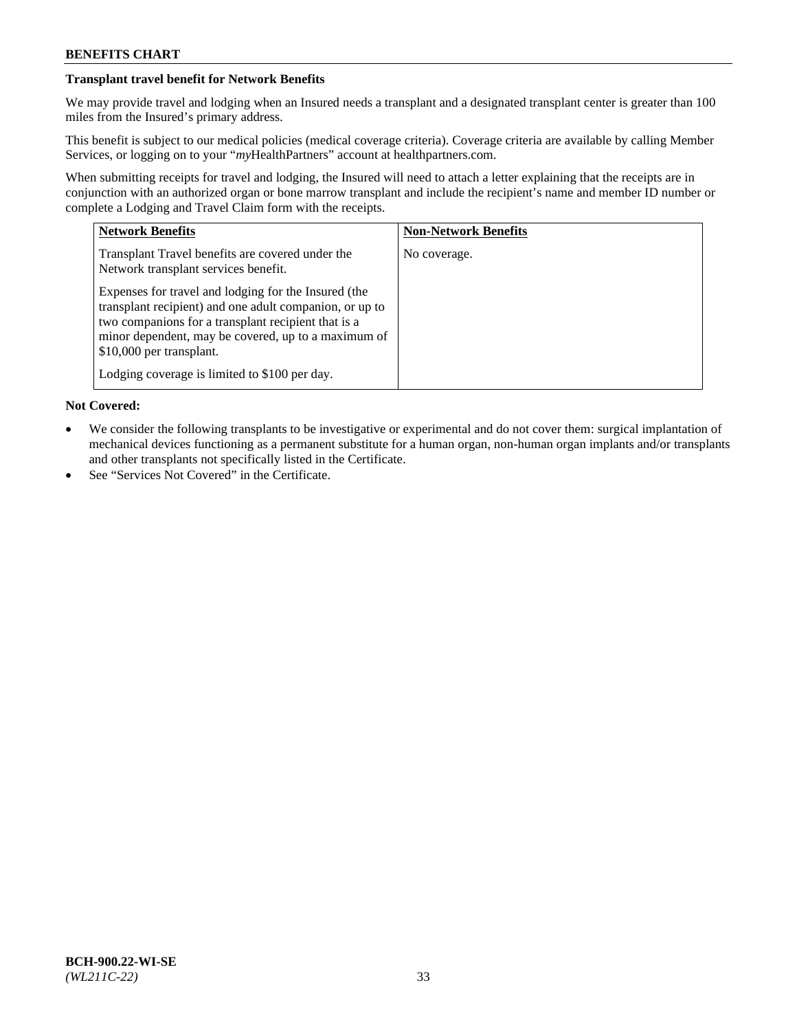### Transplant travel benefit for Network Benefits

We may provide travel and lodging when an Insured needs a transplant and a designated transplant center is greater than 100 miles from the Insured's primary address.

This benefit is subject to our medical policies (medical coverage criteria). Coverage criteria are available by calling Member Services, or logging on to your "*my*HealthPartners" account at healthpartners.com.

When submitting receipts for travel and lodging, the Insured will need to attach a letter explaining that the receipts are in conjunction with an authorized organ or bone marrow transplant and include the recipient's name and member ID number or complete a Lodging and Travel Claim form with the receipts.

| Network Benefits | Non-Network Benefits |
|---|---|
| Transplant Travel benefits are covered under the Network transplant services benefit.<br><br>Expenses for travel and lodging for the Insured (the transplant recipient) and one adult companion, or up to two companions for a transplant recipient that is a minor dependent, may be covered, up to a maximum of $10,000 per transplant.<br><br>Lodging coverage is limited to $100 per day. | No coverage. |

**Not Covered:**

- We consider the following transplants to be investigative or experimental and do not cover them: surgical implantation of mechanical devices functioning as a permanent substitute for a human organ, non-human organ implants and/or transplants and other transplants not specifically listed in the Certificate.
- See "Services Not Covered" in the Certificate.